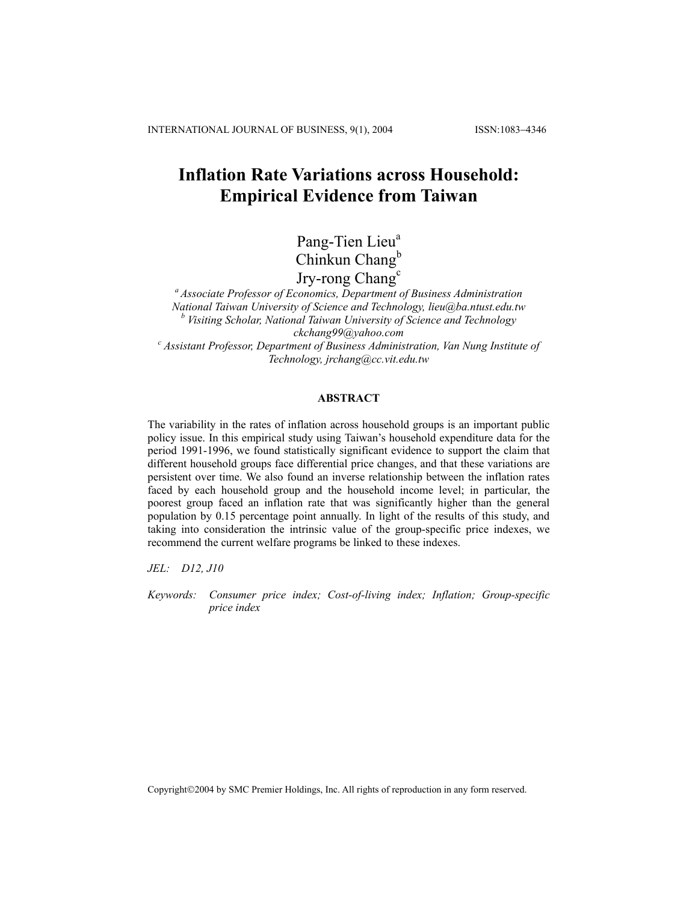# Inflation Rate Variations across Household: Empirical Evidence from Taiwan

Pang-Tien Lieu[a]
Chinkun Chang[b]
Jry-rong Chang[c]

[a] *Associate Professor of Economics, Department of Business Administration National Taiwan University of Science and Technology, lieu@ba.ntust.edu.tw*
[b] *Visiting Scholar, National Taiwan University of Science and Technology ckchang99@yahoo.com*
[c] *Assistant Professor, Department of Business Administration, Van Nung Institute of Technology, jrchang@cc.vit.edu.tw*

## ABSTRACT

The variability in the rates of inflation across household groups is an important public policy issue. In this empirical study using Taiwan's household expenditure data for the period 1991-1996, we found statistically significant evidence to support the claim that different household groups face differential price changes, and that these variations are persistent over time. We also found an inverse relationship between the inflation rates faced by each household group and the household income level; in particular, the poorest group faced an inflation rate that was significantly higher than the general population by 0.15 percentage point annually. In light of the results of this study, and taking into consideration the intrinsic value of the group-specific price indexes, we recommend the current welfare programs be linked to these indexes.

*JEL:* *D12, J10*

*Keywords:* *Consumer price index; Cost-of-living index; Inflation; Group-specific price index*

Copyright©2004 by SMC Premier Holdings, Inc. All rights of reproduction in any form reserved.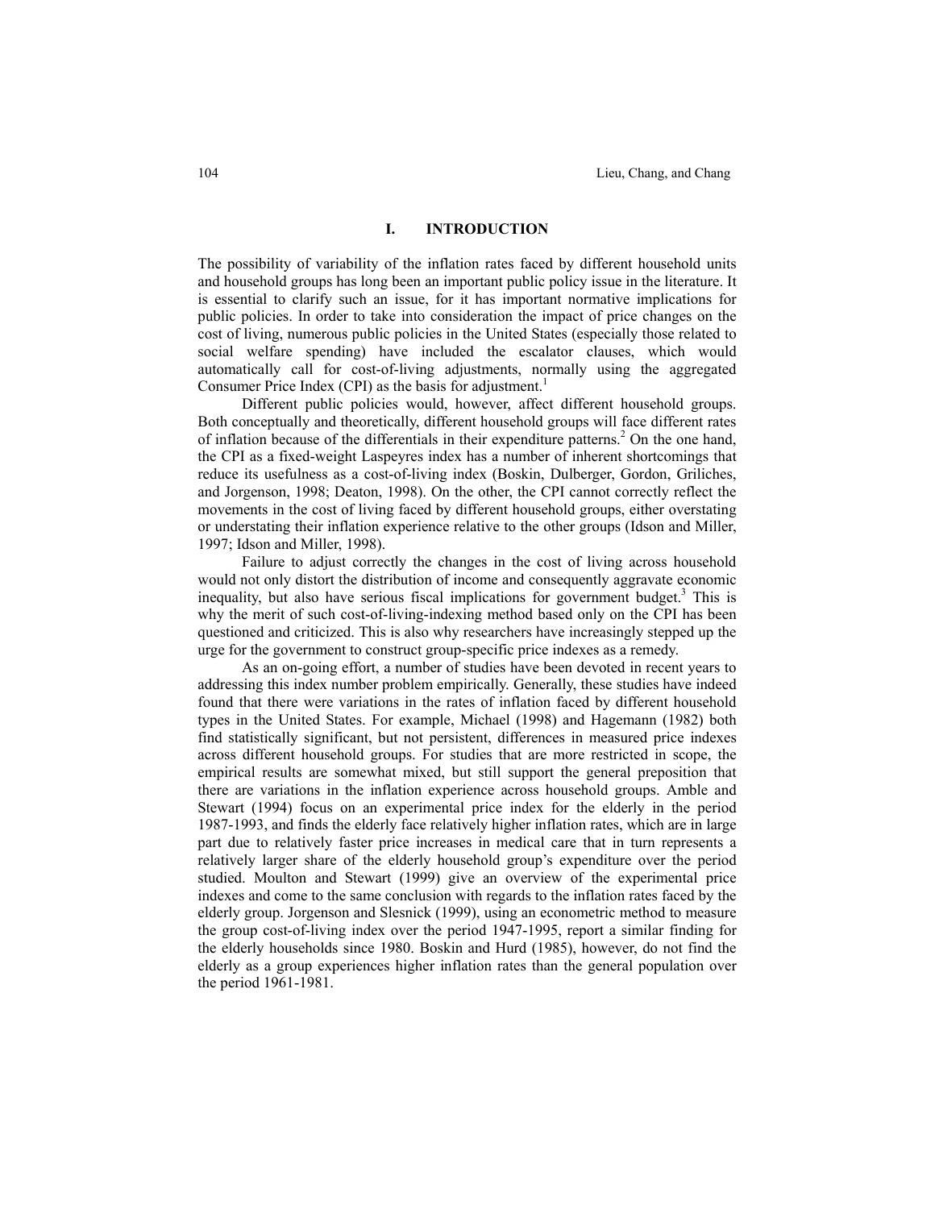## I. INTRODUCTION

The possibility of variability of the inflation rates faced by different household units and household groups has long been an important public policy issue in the literature. It is essential to clarify such an issue, for it has important normative implications for public policies. In order to take into consideration the impact of price changes on the cost of living, numerous public policies in the United States (especially those related to social welfare spending) have included the escalator clauses, which would automatically call for cost-of-living adjustments, normally using the aggregated Consumer Price Index (CPI) as the basis for adjustment.[1]

Different public policies would, however, affect different household groups. Both conceptually and theoretically, different household groups will face different rates of inflation because of the differentials in their expenditure patterns.[2] On the one hand, the CPI as a fixed-weight Laspeyres index has a number of inherent shortcomings that reduce its usefulness as a cost-of-living index (Boskin, Dulberger, Gordon, Griliches, and Jorgenson, 1998; Deaton, 1998). On the other, the CPI cannot correctly reflect the movements in the cost of living faced by different household groups, either overstating or understating their inflation experience relative to the other groups (Idson and Miller, 1997; Idson and Miller, 1998).

Failure to adjust correctly the changes in the cost of living across household would not only distort the distribution of income and consequently aggravate economic inequality, but also have serious fiscal implications for government budget.[3] This is why the merit of such cost-of-living-indexing method based only on the CPI has been questioned and criticized. This is also why researchers have increasingly stepped up the urge for the government to construct group-specific price indexes as a remedy.

As an on-going effort, a number of studies have been devoted in recent years to addressing this index number problem empirically. Generally, these studies have indeed found that there were variations in the rates of inflation faced by different household types in the United States. For example, Michael (1998) and Hagemann (1982) both find statistically significant, but not persistent, differences in measured price indexes across different household groups. For studies that are more restricted in scope, the empirical results are somewhat mixed, but still support the general preposition that there are variations in the inflation experience across household groups. Amble and Stewart (1994) focus on an experimental price index for the elderly in the period 1987-1993, and finds the elderly face relatively higher inflation rates, which are in large part due to relatively faster price increases in medical care that in turn represents a relatively larger share of the elderly household group's expenditure over the period studied. Moulton and Stewart (1999) give an overview of the experimental price indexes and come to the same conclusion with regards to the inflation rates faced by the elderly group. Jorgenson and Slesnick (1999), using an econometric method to measure the group cost-of-living index over the period 1947-1995, report a similar finding for the elderly households since 1980. Boskin and Hurd (1985), however, do not find the elderly as a group experiences higher inflation rates than the general population over the period 1961-1981.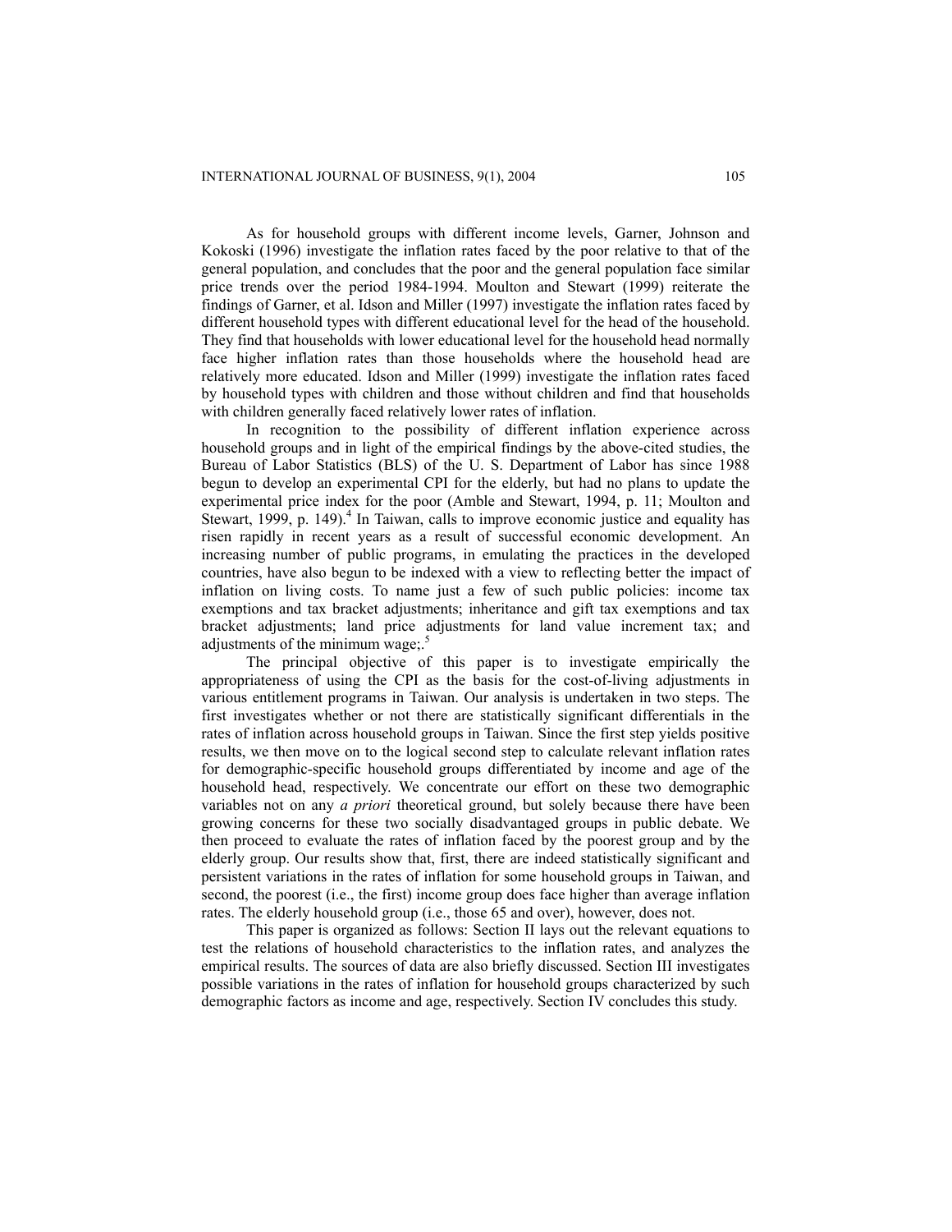As for household groups with different income levels, Garner, Johnson and Kokoski (1996) investigate the inflation rates faced by the poor relative to that of the general population, and concludes that the poor and the general population face similar price trends over the period 1984-1994. Moulton and Stewart (1999) reiterate the findings of Garner, et al. Idson and Miller (1997) investigate the inflation rates faced by different household types with different educational level for the head of the household. They find that households with lower educational level for the household head normally face higher inflation rates than those households where the household head are relatively more educated. Idson and Miller (1999) investigate the inflation rates faced by household types with children and those without children and find that households with children generally faced relatively lower rates of inflation.

In recognition to the possibility of different inflation experience across household groups and in light of the empirical findings by the above-cited studies, the Bureau of Labor Statistics (BLS) of the U. S. Department of Labor has since 1988 begun to develop an experimental CPI for the elderly, but had no plans to update the experimental price index for the poor (Amble and Stewart, 1994, p. 11; Moulton and Stewart, 1999, p. 149).[4] In Taiwan, calls to improve economic justice and equality has risen rapidly in recent years as a result of successful economic development. An increasing number of public programs, in emulating the practices in the developed countries, have also begun to be indexed with a view to reflecting better the impact of inflation on living costs. To name just a few of such public policies: income tax exemptions and tax bracket adjustments; inheritance and gift tax exemptions and tax bracket adjustments; land price adjustments for land value increment tax; and adjustments of the minimum wage;.[5]

The principal objective of this paper is to investigate empirically the appropriateness of using the CPI as the basis for the cost-of-living adjustments in various entitlement programs in Taiwan. Our analysis is undertaken in two steps. The first investigates whether or not there are statistically significant differentials in the rates of inflation across household groups in Taiwan. Since the first step yields positive results, we then move on to the logical second step to calculate relevant inflation rates for demographic-specific household groups differentiated by income and age of the household head, respectively. We concentrate our effort on these two demographic variables not on any *a priori* theoretical ground, but solely because there have been growing concerns for these two socially disadvantaged groups in public debate. We then proceed to evaluate the rates of inflation faced by the poorest group and by the elderly group. Our results show that, first, there are indeed statistically significant and persistent variations in the rates of inflation for some household groups in Taiwan, and second, the poorest (i.e., the first) income group does face higher than average inflation rates. The elderly household group (i.e., those 65 and over), however, does not.

This paper is organized as follows: Section II lays out the relevant equations to test the relations of household characteristics to the inflation rates, and analyzes the empirical results. The sources of data are also briefly discussed. Section III investigates possible variations in the rates of inflation for household groups characterized by such demographic factors as income and age, respectively. Section IV concludes this study.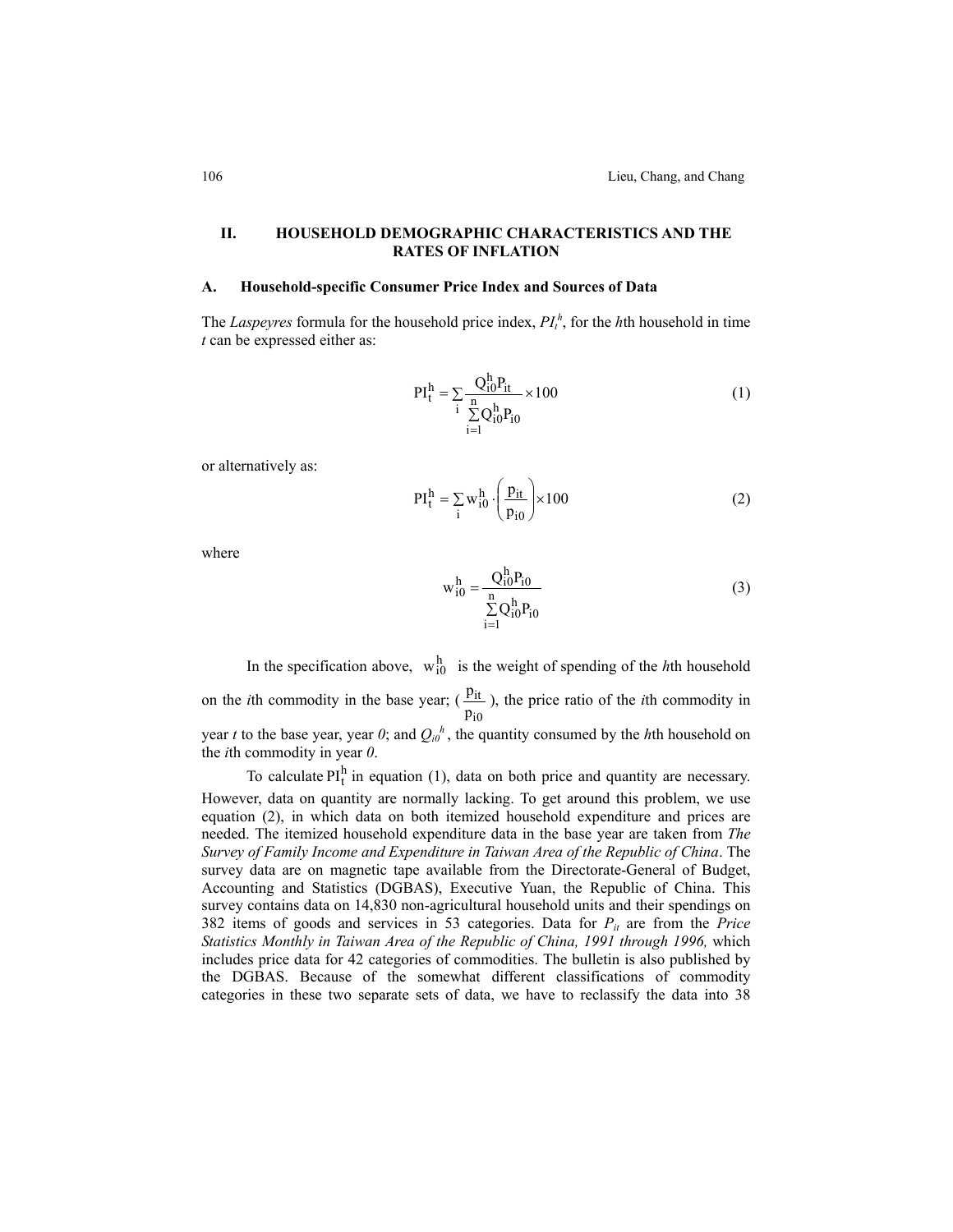## II. HOUSEHOLD DEMOGRAPHIC CHARACTERISTICS AND THE RATES OF INFLATION

### A. Household-specific Consumer Price Index and Sources of Data

The *Laspeyres* formula for the household price index, $PI_t^h$, for the *h*th household in time *t* can be expressed either as:

$$PI_t^h = \sum_i \frac{Q_{i0}^h P_{it}}{\sum_{i=1}^{n} Q_{i0}^h P_{i0}} \times 100 \tag{1}$$

or alternatively as:

$$PI_t^h = \sum_i w_{i0}^h \cdot \left( \frac{p_{it}}{p_{i0}} \right) \times 100 \tag{2}$$

where

$$w_{i0}^h = \frac{Q_{i0}^h P_{i0}}{\sum_{i=1}^{n} Q_{i0}^h P_{i0}} \tag{3}$$

In the specification above, $w_{i0}^h$ is the weight of spending of the *h*th household on the *i*th commodity in the base year; ($\frac{p_{it}}{p_{i0}}$), the price ratio of the *i*th commodity in year *t* to the base year, year *0*; and $Q_{i0}^h$, the quantity consumed by the *h*th household on the *i*th commodity in year *0*.

To calculate $PI_t^h$ in equation (1), data on both price and quantity are necessary. However, data on quantity are normally lacking. To get around this problem, we use equation (2), in which data on both itemized household expenditure and prices are needed. The itemized household expenditure data in the base year are taken from *The Survey of Family Income and Expenditure in Taiwan Area of the Republic of China*. The survey data are on magnetic tape available from the Directorate-General of Budget, Accounting and Statistics (DGBAS), Executive Yuan, the Republic of China. This survey contains data on 14,830 non-agricultural household units and their spendings on 382 items of goods and services in 53 categories. Data for $P_{it}$ are from the *Price Statistics Monthly in Taiwan Area of the Republic of China, 1991 through 1996,* which includes price data for 42 categories of commodities. The bulletin is also published by the DGBAS. Because of the somewhat different classifications of commodity categories in these two separate sets of data, we have to reclassify the data into 38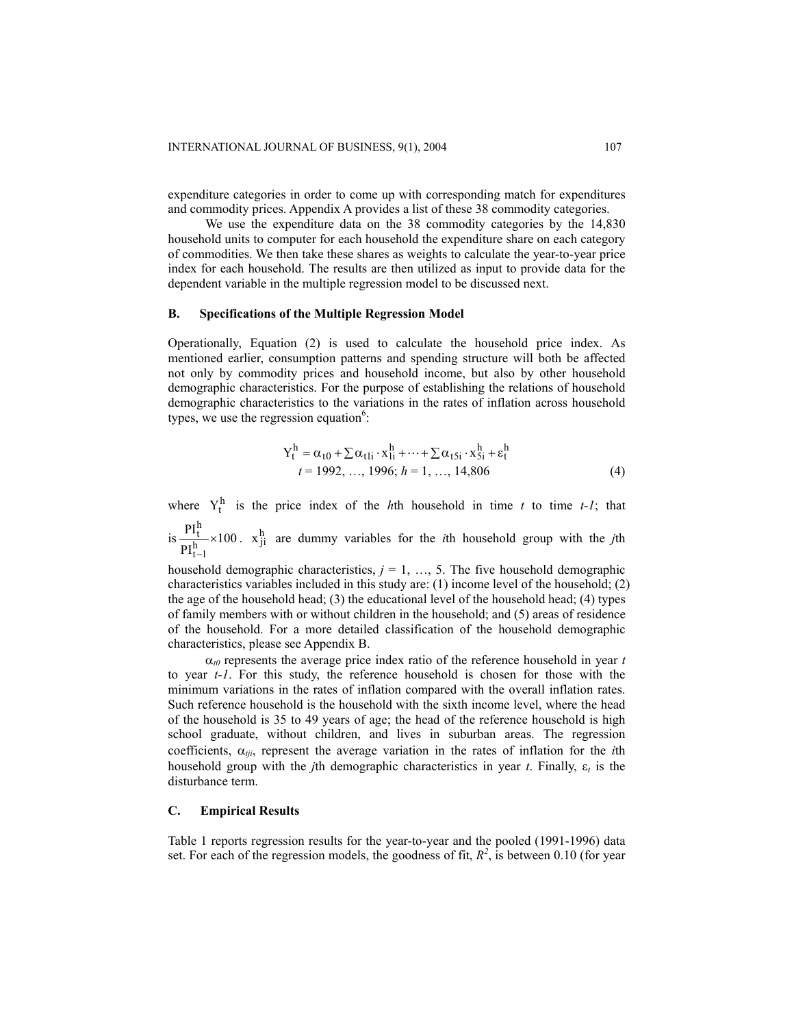expenditure categories in order to come up with corresponding match for expenditures and commodity prices. Appendix A provides a list of these 38 commodity categories.

We use the expenditure data on the 38 commodity categories by the 14,830 household units to computer for each household the expenditure share on each category of commodities. We then take these shares as weights to calculate the year-to-year price index for each household. The results are then utilized as input to provide data for the dependent variable in the multiple regression model to be discussed next.

### B. Specifications of the Multiple Regression Model

Operationally, Equation (2) is used to calculate the household price index. As mentioned earlier, consumption patterns and spending structure will both be affected not only by commodity prices and household income, but also by other household demographic characteristics. For the purpose of establishing the relations of household demographic characteristics to the variations in the rates of inflation across household types, we use the regression equation[6]:

$$Y_t^h = \alpha_{t0} + \sum \alpha_{t1i} \cdot x_{1i}^h + \cdots + \sum \alpha_{t5i} \cdot x_{5i}^h + \varepsilon_t^h$$
$$t = 1992, \ldots, 1996; \; h = 1, \ldots, 14{,}806 \qquad (4)$$

where $Y_t^h$ is the price index of the *h*th household in time *t* to time *t-1*; that is $\frac{PI_t^h}{PI_{t-1}^h} \times 100$. $x_{ji}^h$ are dummy variables for the *i*th household group with the *j*th household demographic characteristics, $j = 1, \ldots, 5$. The five household demographic characteristics variables included in this study are: (1) income level of the household; (2) the age of the household head; (3) the educational level of the household head; (4) types of family members with or without children in the household; and (5) areas of residence of the household. For a more detailed classification of the household demographic characteristics, please see Appendix B.

$\alpha_{t0}$ represents the average price index ratio of the reference household in year *t* to year *t-1*. For this study, the reference household is chosen for those with the minimum variations in the rates of inflation compared with the overall inflation rates. Such reference household is the household with the sixth income level, where the head of the household is 35 to 49 years of age; the head of the reference household is high school graduate, without children, and lives in suburban areas. The regression coefficients, $\alpha_{tji}$, represent the average variation in the rates of inflation for the *i*th household group with the *j*th demographic characteristics in year *t*. Finally, $\varepsilon_t$ is the disturbance term.

### C. Empirical Results

Table 1 reports regression results for the year-to-year and the pooled (1991-1996) data set. For each of the regression models, the goodness of fit, $R^2$, is between 0.10 (for year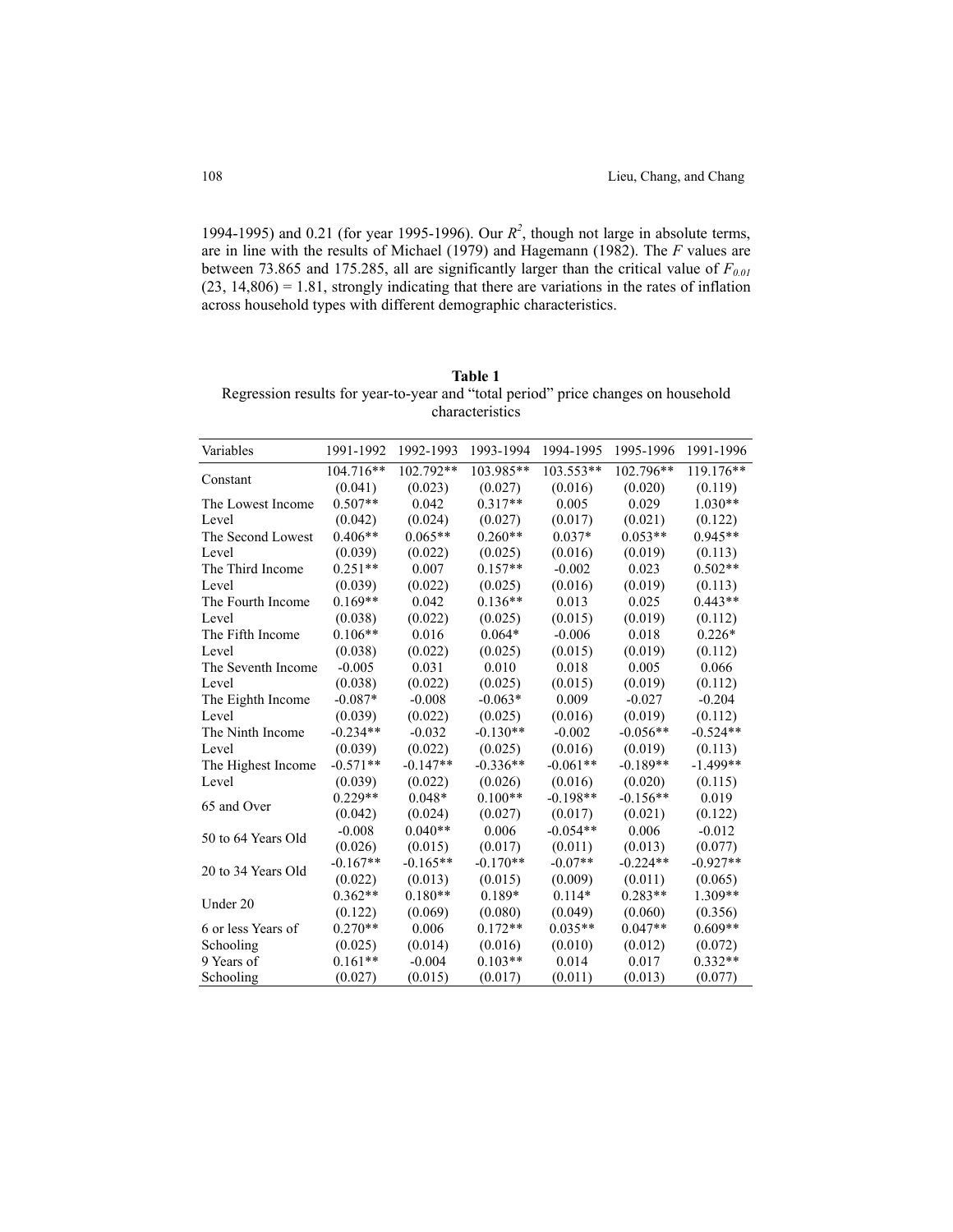1994-1995) and 0.21 (for year 1995-1996). Our $R^2$, though not large in absolute terms, are in line with the results of Michael (1979) and Hagemann (1982). The $F$ values are between 73.865 and 175.285, all are significantly larger than the critical value of $F_{0.01}$ $(23, 14{,}806) = 1.81$, strongly indicating that there are variations in the rates of inflation across household types with different demographic characteristics.

**Table 1**
Regression results for year-to-year and "total period" price changes on household characteristics

| Variables | 1991-1992 | 1992-1993 | 1993-1994 | 1994-1995 | 1995-1996 | 1991-1996 |
|---|---|---|---|---|---|---|
| Constant | 104.716** | 102.792** | 103.985** | 103.553** | 102.796** | 119.176** |
| | (0.041) | (0.023) | (0.027) | (0.016) | (0.020) | (0.119) |
| The Lowest Income Level | 0.507** | 0.042 | 0.317** | 0.005 | 0.029 | 1.030** |
| | (0.042) | (0.024) | (0.027) | (0.017) | (0.021) | (0.122) |
| The Second Lowest Level | 0.406** | 0.065** | 0.260** | 0.037* | 0.053** | 0.945** |
| | (0.039) | (0.022) | (0.025) | (0.016) | (0.019) | (0.113) |
| The Third Income Level | 0.251** | 0.007 | 0.157** | -0.002 | 0.023 | 0.502** |
| | (0.039) | (0.022) | (0.025) | (0.016) | (0.019) | (0.113) |
| The Fourth Income Level | 0.169** | 0.042 | 0.136** | 0.013 | 0.025 | 0.443** |
| | (0.038) | (0.022) | (0.025) | (0.015) | (0.019) | (0.112) |
| The Fifth Income Level | 0.106** | 0.016 | 0.064* | -0.006 | 0.018 | 0.226* |
| | (0.038) | (0.022) | (0.025) | (0.015) | (0.019) | (0.112) |
| The Seventh Income Level | -0.005 | 0.031 | 0.010 | 0.018 | 0.005 | 0.066 |
| | (0.038) | (0.022) | (0.025) | (0.015) | (0.019) | (0.112) |
| The Eighth Income Level | -0.087* | -0.008 | -0.063* | 0.009 | -0.027 | -0.204 |
| | (0.039) | (0.022) | (0.025) | (0.016) | (0.019) | (0.112) |
| The Ninth Income Level | -0.234** | -0.032 | -0.130** | -0.002 | -0.056** | -0.524** |
| | (0.039) | (0.022) | (0.025) | (0.016) | (0.019) | (0.113) |
| The Highest Income Level | -0.571** | -0.147** | -0.336** | -0.061** | -0.189** | -1.499** |
| | (0.039) | (0.022) | (0.026) | (0.016) | (0.020) | (0.115) |
| 65 and Over | 0.229** | 0.048* | 0.100** | -0.198** | -0.156** | 0.019 |
| | (0.042) | (0.024) | (0.027) | (0.017) | (0.021) | (0.122) |
| 50 to 64 Years Old | -0.008 | 0.040** | 0.006 | -0.054** | 0.006 | -0.012 |
| | (0.026) | (0.015) | (0.017) | (0.011) | (0.013) | (0.077) |
| 20 to 34 Years Old | -0.167** | -0.165** | -0.170** | -0.07** | -0.224** | -0.927** |
| | (0.022) | (0.013) | (0.015) | (0.009) | (0.011) | (0.065) |
| Under 20 | 0.362** | 0.180** | 0.189* | 0.114* | 0.283** | 1.309** |
| | (0.122) | (0.069) | (0.080) | (0.049) | (0.060) | (0.356) |
| 6 or less Years of Schooling | 0.270** | 0.006 | 0.172** | 0.035** | 0.047** | 0.609** |
| | (0.025) | (0.014) | (0.016) | (0.010) | (0.012) | (0.072) |
| 9 Years of Schooling | 0.161** | -0.004 | 0.103** | 0.014 | 0.017 | 0.332** |
| | (0.027) | (0.015) | (0.017) | (0.011) | (0.013) | (0.077) |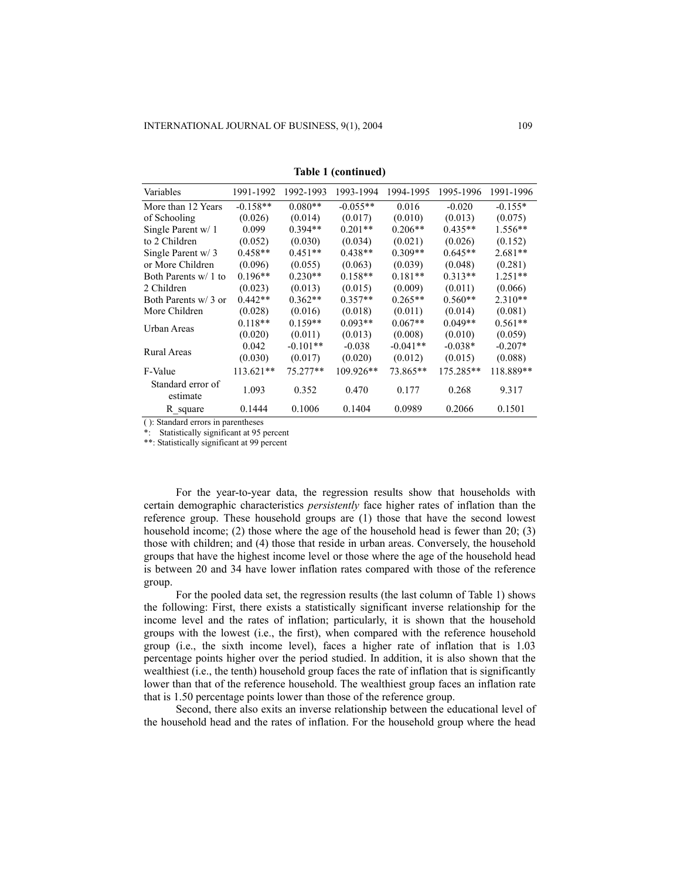**Table 1 (continued)**

| Variables | 1991-1992 | 1992-1993 | 1993-1994 | 1994-1995 | 1995-1996 | 1991-1996 |
|---|---|---|---|---|---|---|
| More than 12 Years | -0.158** | 0.080** | -0.055** | 0.016 | -0.020 | -0.155* |
| of Schooling | (0.026) | (0.014) | (0.017) | (0.010) | (0.013) | (0.075) |
| Single Parent w/ 1 | 0.099 | 0.394** | 0.201** | 0.206** | 0.435** | 1.556** |
| to 2 Children | (0.052) | (0.030) | (0.034) | (0.021) | (0.026) | (0.152) |
| Single Parent w/ 3 | 0.458** | 0.451** | 0.438** | 0.309** | 0.645** | 2.681** |
| or More Children | (0.096) | (0.055) | (0.063) | (0.039) | (0.048) | (0.281) |
| Both Parents w/ 1 to | 0.196** | 0.230** | 0.158** | 0.181** | 0.313** | 1.251** |
| 2 Children | (0.023) | (0.013) | (0.015) | (0.009) | (0.011) | (0.066) |
| Both Parents w/ 3 or | 0.442** | 0.362** | 0.357** | 0.265** | 0.560** | 2.310** |
| More Children | (0.028) | (0.016) | (0.018) | (0.011) | (0.014) | (0.081) |
| Urban Areas | 0.118** | 0.159** | 0.093** | 0.067** | 0.049** | 0.561** |
| | (0.020) | (0.011) | (0.013) | (0.008) | (0.010) | (0.059) |
| Rural Areas | 0.042 | -0.101** | -0.038 | -0.041** | -0.038* | -0.207* |
| | (0.030) | (0.017) | (0.020) | (0.012) | (0.015) | (0.088) |
| F-Value | 113.621** | 75.277** | 109.926** | 73.865** | 175.285** | 118.889** |
| Standard error of estimate | 1.093 | 0.352 | 0.470 | 0.177 | 0.268 | 9.317 |
| R_square | 0.1444 | 0.1006 | 0.1404 | 0.0989 | 0.2066 | 0.1501 |

( ): Standard errors in parentheses
*: Statistically significant at 95 percent
**: Statistically significant at 99 percent

For the year-to-year data, the regression results show that households with certain demographic characteristics *persistently* face higher rates of inflation than the reference group. These household groups are (1) those that have the second lowest household income; (2) those where the age of the household head is fewer than 20; (3) those with children; and (4) those that reside in urban areas. Conversely, the household groups that have the highest income level or those where the age of the household head is between 20 and 34 have lower inflation rates compared with those of the reference group.

For the pooled data set, the regression results (the last column of Table 1) shows the following: First, there exists a statistically significant inverse relationship for the income level and the rates of inflation; particularly, it is shown that the household groups with the lowest (i.e., the first), when compared with the reference household group (i.e., the sixth income level), faces a higher rate of inflation that is 1.03 percentage points higher over the period studied. In addition, it is also shown that the wealthiest (i.e., the tenth) household group faces the rate of inflation that is significantly lower than that of the reference household. The wealthiest group faces an inflation rate that is 1.50 percentage points lower than those of the reference group.

Second, there also exits an inverse relationship between the educational level of the household head and the rates of inflation. For the household group where the head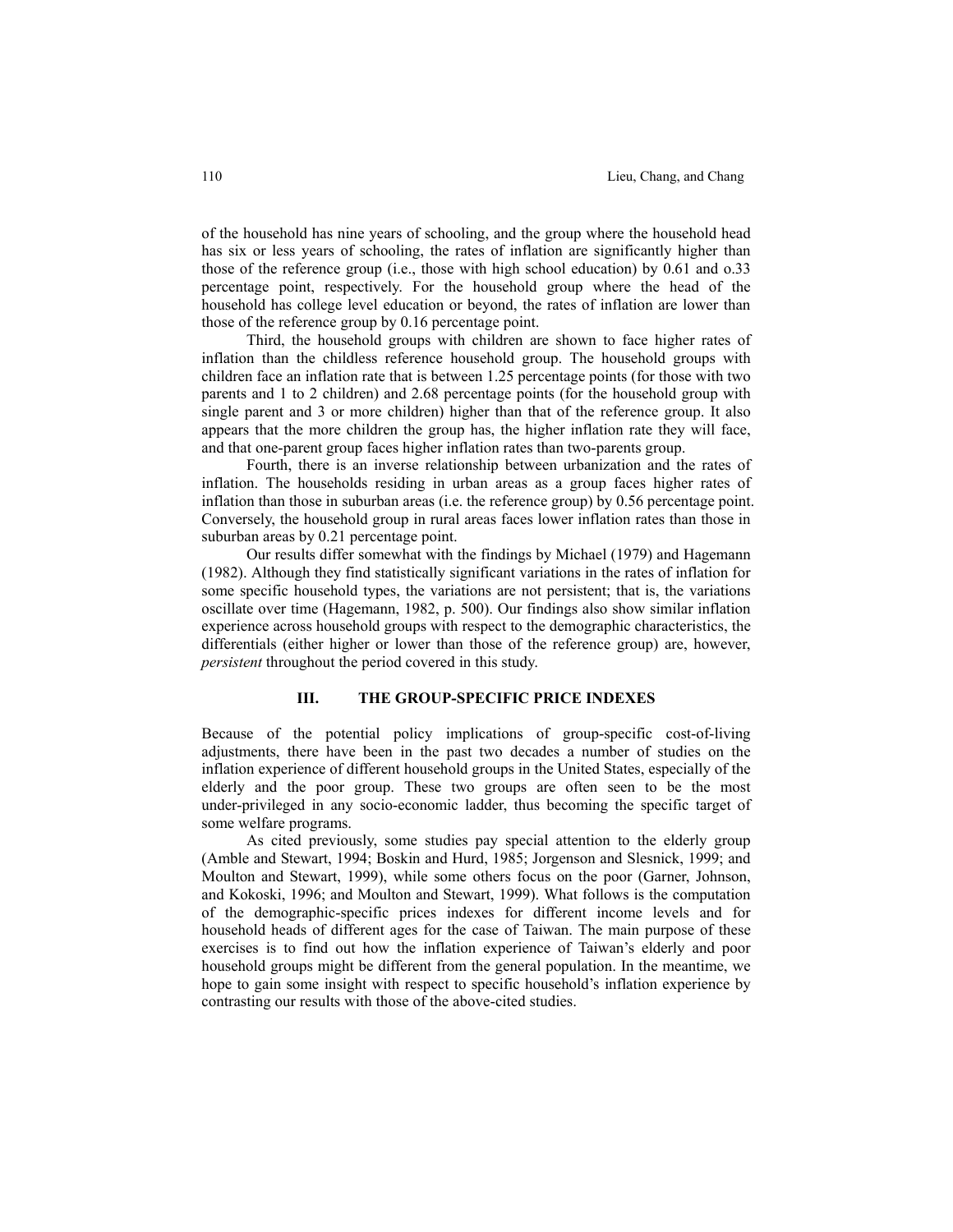of the household has nine years of schooling, and the group where the household head has six or less years of schooling, the rates of inflation are significantly higher than those of the reference group (i.e., those with high school education) by 0.61 and o.33 percentage point, respectively. For the household group where the head of the household has college level education or beyond, the rates of inflation are lower than those of the reference group by 0.16 percentage point.

Third, the household groups with children are shown to face higher rates of inflation than the childless reference household group. The household groups with children face an inflation rate that is between 1.25 percentage points (for those with two parents and 1 to 2 children) and 2.68 percentage points (for the household group with single parent and 3 or more children) higher than that of the reference group. It also appears that the more children the group has, the higher inflation rate they will face, and that one-parent group faces higher inflation rates than two-parents group.

Fourth, there is an inverse relationship between urbanization and the rates of inflation. The households residing in urban areas as a group faces higher rates of inflation than those in suburban areas (i.e. the reference group) by 0.56 percentage point. Conversely, the household group in rural areas faces lower inflation rates than those in suburban areas by 0.21 percentage point.

Our results differ somewhat with the findings by Michael (1979) and Hagemann (1982). Although they find statistically significant variations in the rates of inflation for some specific household types, the variations are not persistent; that is, the variations oscillate over time (Hagemann, 1982, p. 500). Our findings also show similar inflation experience across household groups with respect to the demographic characteristics, the differentials (either higher or lower than those of the reference group) are, however, *persistent* throughout the period covered in this study.

## III. THE GROUP-SPECIFIC PRICE INDEXES

Because of the potential policy implications of group-specific cost-of-living adjustments, there have been in the past two decades a number of studies on the inflation experience of different household groups in the United States, especially of the elderly and the poor group. These two groups are often seen to be the most under-privileged in any socio-economic ladder, thus becoming the specific target of some welfare programs.

As cited previously, some studies pay special attention to the elderly group (Amble and Stewart, 1994; Boskin and Hurd, 1985; Jorgenson and Slesnick, 1999; and Moulton and Stewart, 1999), while some others focus on the poor (Garner, Johnson, and Kokoski, 1996; and Moulton and Stewart, 1999). What follows is the computation of the demographic-specific prices indexes for different income levels and for household heads of different ages for the case of Taiwan. The main purpose of these exercises is to find out how the inflation experience of Taiwan's elderly and poor household groups might be different from the general population. In the meantime, we hope to gain some insight with respect to specific household's inflation experience by contrasting our results with those of the above-cited studies.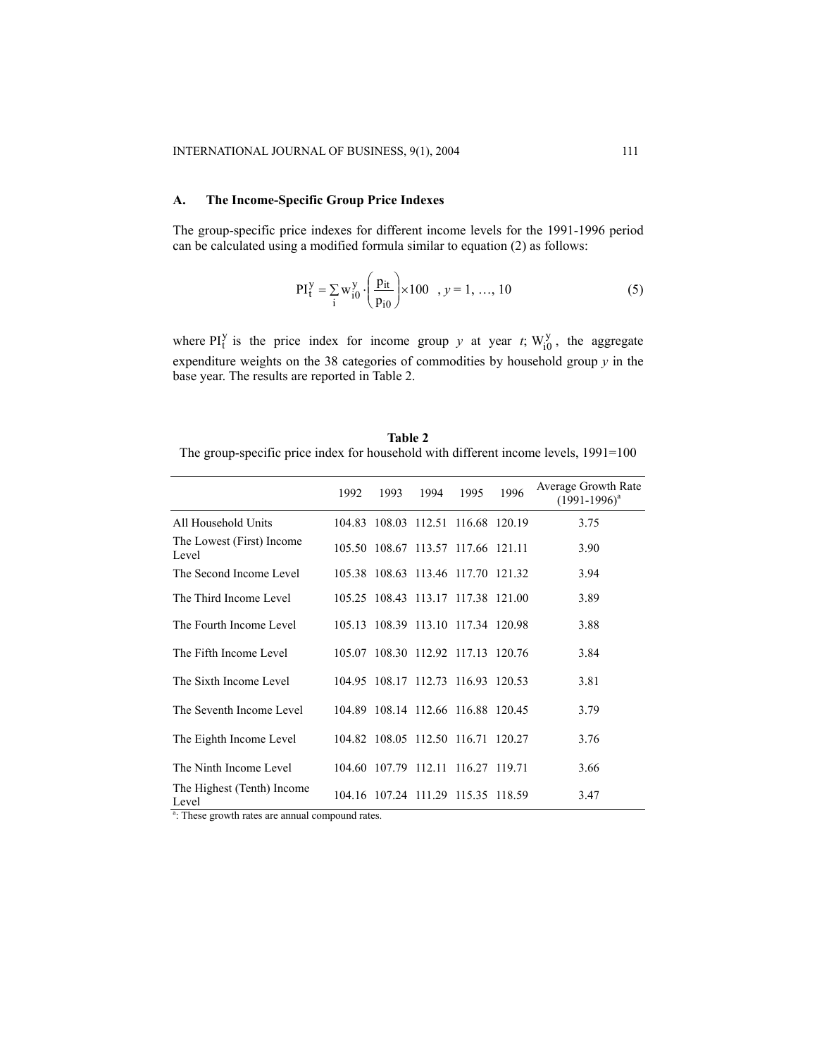### A. The Income-Specific Group Price Indexes

The group-specific price indexes for different income levels for the 1991-1996 period can be calculated using a modified formula similar to equation (2) as follows:

$$PI_t^y = \sum_i w_{i0}^y \cdot \left( \frac{p_{it}}{p_{i0}} \right) \times 100 \quad , y = 1, \ldots, 10 \tag{5}$$

where $PI_t^y$ is the price index for income group *y* at year *t*; $W_{i0}^y$, the aggregate expenditure weights on the 38 categories of commodities by household group *y* in the base year. The results are reported in Table 2.

**Table 2**
The group-specific price index for household with different income levels, 1991=100

| | 1992 | 1993 | 1994 | 1995 | 1996 | Average Growth Rate (1991-1996)[a] |
|---|---|---|---|---|---|---|
| All Household Units | 104.83 | 108.03 | 112.51 | 116.68 | 120.19 | 3.75 |
| The Lowest (First) Income Level | 105.50 | 108.67 | 113.57 | 117.66 | 121.11 | 3.90 |
| The Second Income Level | 105.38 | 108.63 | 113.46 | 117.70 | 121.32 | 3.94 |
| The Third Income Level | 105.25 | 108.43 | 113.17 | 117.38 | 121.00 | 3.89 |
| The Fourth Income Level | 105.13 | 108.39 | 113.10 | 117.34 | 120.98 | 3.88 |
| The Fifth Income Level | 105.07 | 108.30 | 112.92 | 117.13 | 120.76 | 3.84 |
| The Sixth Income Level | 104.95 | 108.17 | 112.73 | 116.93 | 120.53 | 3.81 |
| The Seventh Income Level | 104.89 | 108.14 | 112.66 | 116.88 | 120.45 | 3.79 |
| The Eighth Income Level | 104.82 | 108.05 | 112.50 | 116.71 | 120.27 | 3.76 |
| The Ninth Income Level | 104.60 | 107.79 | 112.11 | 116.27 | 119.71 | 3.66 |
| The Highest (Tenth) Income Level | 104.16 | 107.24 | 111.29 | 115.35 | 118.59 | 3.47 |

[a]: These growth rates are annual compound rates.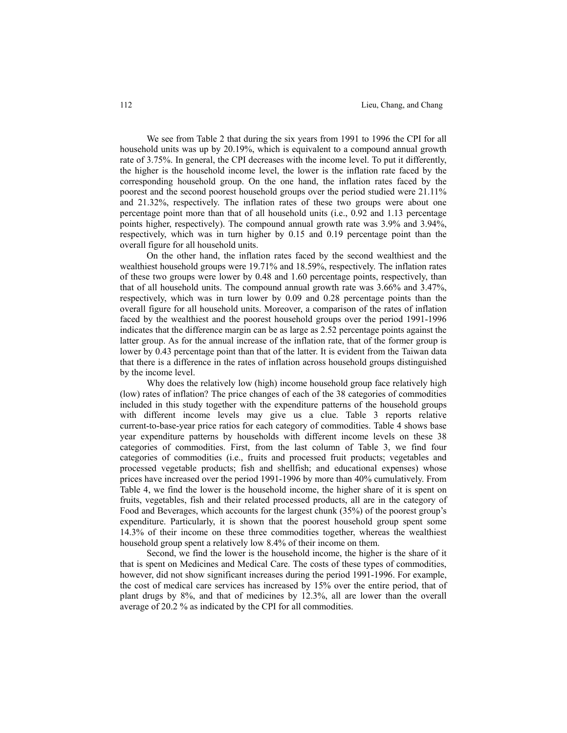We see from Table 2 that during the six years from 1991 to 1996 the CPI for all household units was up by 20.19%, which is equivalent to a compound annual growth rate of 3.75%. In general, the CPI decreases with the income level. To put it differently, the higher is the household income level, the lower is the inflation rate faced by the corresponding household group. On the one hand, the inflation rates faced by the poorest and the second poorest household groups over the period studied were 21.11% and 21.32%, respectively. The inflation rates of these two groups were about one percentage point more than that of all household units (i.e., 0.92 and 1.13 percentage points higher, respectively). The compound annual growth rate was 3.9% and 3.94%, respectively, which was in turn higher by 0.15 and 0.19 percentage point than the overall figure for all household units.

On the other hand, the inflation rates faced by the second wealthiest and the wealthiest household groups were 19.71% and 18.59%, respectively. The inflation rates of these two groups were lower by 0.48 and 1.60 percentage points, respectively, than that of all household units. The compound annual growth rate was 3.66% and 3.47%, respectively, which was in turn lower by 0.09 and 0.28 percentage points than the overall figure for all household units. Moreover, a comparison of the rates of inflation faced by the wealthiest and the poorest household groups over the period 1991-1996 indicates that the difference margin can be as large as 2.52 percentage points against the latter group. As for the annual increase of the inflation rate, that of the former group is lower by 0.43 percentage point than that of the latter. It is evident from the Taiwan data that there is a difference in the rates of inflation across household groups distinguished by the income level.

Why does the relatively low (high) income household group face relatively high (low) rates of inflation? The price changes of each of the 38 categories of commodities included in this study together with the expenditure patterns of the household groups with different income levels may give us a clue. Table 3 reports relative current-to-base-year price ratios for each category of commodities. Table 4 shows base year expenditure patterns by households with different income levels on these 38 categories of commodities. First, from the last column of Table 3, we find four categories of commodities (i.e., fruits and processed fruit products; vegetables and processed vegetable products; fish and shellfish; and educational expenses) whose prices have increased over the period 1991-1996 by more than 40% cumulatively. From Table 4, we find the lower is the household income, the higher share of it is spent on fruits, vegetables, fish and their related processed products, all are in the category of Food and Beverages, which accounts for the largest chunk (35%) of the poorest group's expenditure. Particularly, it is shown that the poorest household group spent some 14.3% of their income on these three commodities together, whereas the wealthiest household group spent a relatively low 8.4% of their income on them.

Second, we find the lower is the household income, the higher is the share of it that is spent on Medicines and Medical Care. The costs of these types of commodities, however, did not show significant increases during the period 1991-1996. For example, the cost of medical care services has increased by 15% over the entire period, that of plant drugs by 8%, and that of medicines by 12.3%, all are lower than the overall average of 20.2 % as indicated by the CPI for all commodities.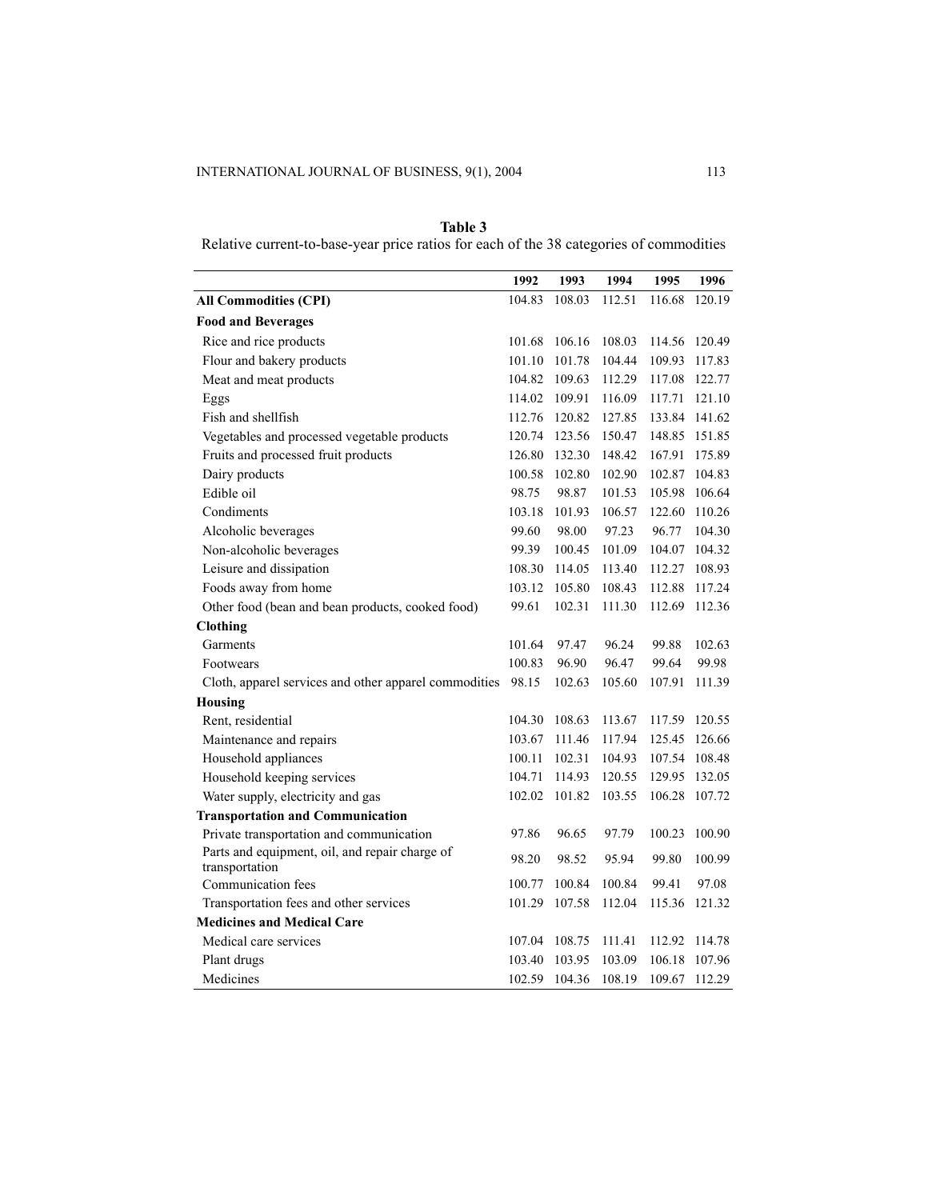**Table 3**

Relative current-to-base-year price ratios for each of the 38 categories of commodities

| | 1992 | 1993 | 1994 | 1995 | 1996 |
|---|---|---|---|---|---|
| **All Commodities (CPI)** | 104.83 | 108.03 | 112.51 | 116.68 | 120.19 |
| **Food and Beverages** | | | | | |
| Rice and rice products | 101.68 | 106.16 | 108.03 | 114.56 | 120.49 |
| Flour and bakery products | 101.10 | 101.78 | 104.44 | 109.93 | 117.83 |
| Meat and meat products | 104.82 | 109.63 | 112.29 | 117.08 | 122.77 |
| Eggs | 114.02 | 109.91 | 116.09 | 117.71 | 121.10 |
| Fish and shellfish | 112.76 | 120.82 | 127.85 | 133.84 | 141.62 |
| Vegetables and processed vegetable products | 120.74 | 123.56 | 150.47 | 148.85 | 151.85 |
| Fruits and processed fruit products | 126.80 | 132.30 | 148.42 | 167.91 | 175.89 |
| Dairy products | 100.58 | 102.80 | 102.90 | 102.87 | 104.83 |
| Edible oil | 98.75 | 98.87 | 101.53 | 105.98 | 106.64 |
| Condiments | 103.18 | 101.93 | 106.57 | 122.60 | 110.26 |
| Alcoholic beverages | 99.60 | 98.00 | 97.23 | 96.77 | 104.30 |
| Non-alcoholic beverages | 99.39 | 100.45 | 101.09 | 104.07 | 104.32 |
| Leisure and dissipation | 108.30 | 114.05 | 113.40 | 112.27 | 108.93 |
| Foods away from home | 103.12 | 105.80 | 108.43 | 112.88 | 117.24 |
| Other food (bean and bean products, cooked food) | 99.61 | 102.31 | 111.30 | 112.69 | 112.36 |
| **Clothing** | | | | | |
| Garments | 101.64 | 97.47 | 96.24 | 99.88 | 102.63 |
| Footwears | 100.83 | 96.90 | 96.47 | 99.64 | 99.98 |
| Cloth, apparel services and other apparel commodities | 98.15 | 102.63 | 105.60 | 107.91 | 111.39 |
| **Housing** | | | | | |
| Rent, residential | 104.30 | 108.63 | 113.67 | 117.59 | 120.55 |
| Maintenance and repairs | 103.67 | 111.46 | 117.94 | 125.45 | 126.66 |
| Household appliances | 100.11 | 102.31 | 104.93 | 107.54 | 108.48 |
| Household keeping services | 104.71 | 114.93 | 120.55 | 129.95 | 132.05 |
| Water supply, electricity and gas | 102.02 | 101.82 | 103.55 | 106.28 | 107.72 |
| **Transportation and Communication** | | | | | |
| Private transportation and communication | 97.86 | 96.65 | 97.79 | 100.23 | 100.90 |
| Parts and equipment, oil, and repair charge of transportation | 98.20 | 98.52 | 95.94 | 99.80 | 100.99 |
| Communication fees | 100.77 | 100.84 | 100.84 | 99.41 | 97.08 |
| Transportation fees and other services | 101.29 | 107.58 | 112.04 | 115.36 | 121.32 |
| **Medicines and Medical Care** | | | | | |
| Medical care services | 107.04 | 108.75 | 111.41 | 112.92 | 114.78 |
| Plant drugs | 103.40 | 103.95 | 103.09 | 106.18 | 107.96 |
| Medicines | 102.59 | 104.36 | 108.19 | 109.67 | 112.29 |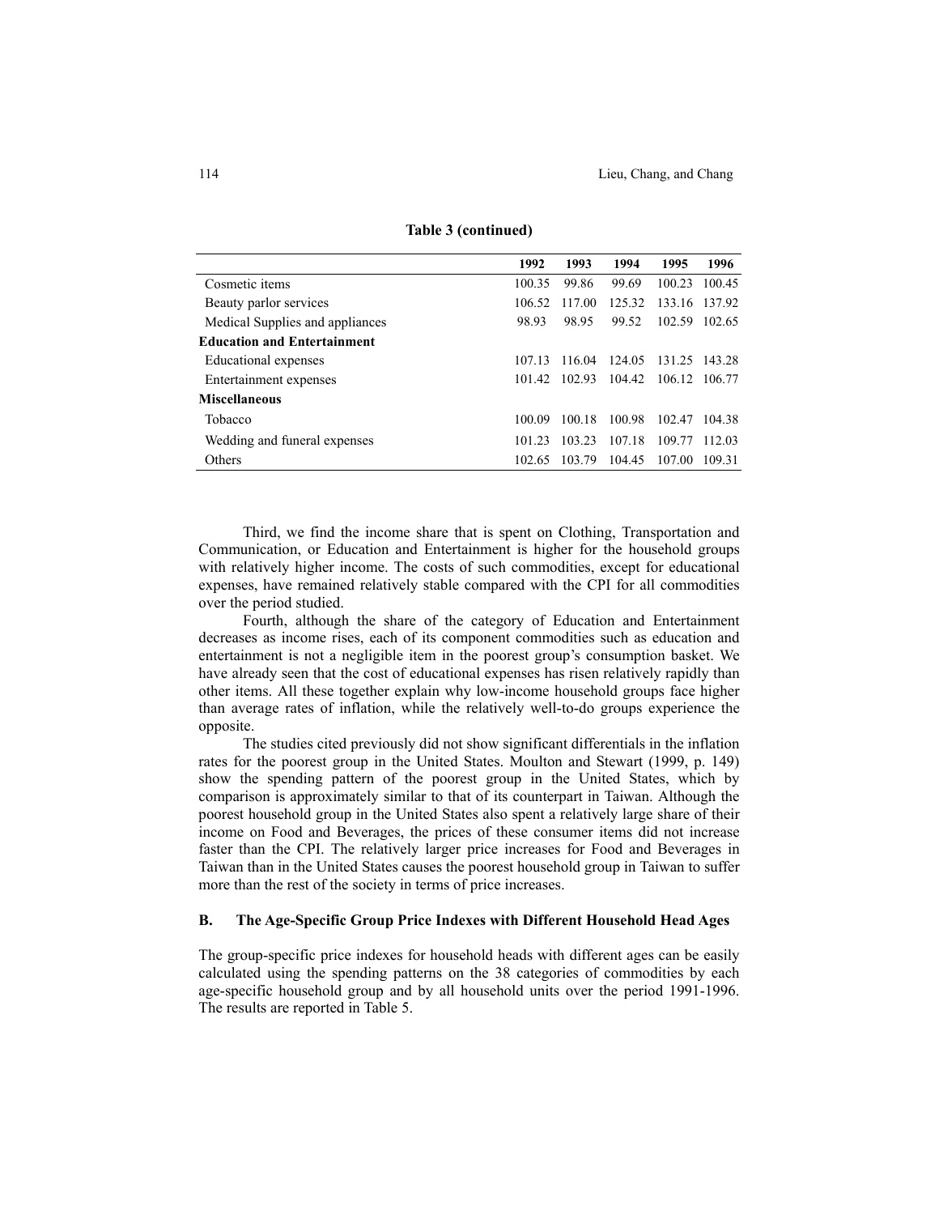**Table 3 (continued)**

| | 1992 | 1993 | 1994 | 1995 | 1996 |
|---|---|---|---|---|---|
| Cosmetic items | 100.35 | 99.86 | 99.69 | 100.23 | 100.45 |
| Beauty parlor services | 106.52 | 117.00 | 125.32 | 133.16 | 137.92 |
| Medical Supplies and appliances | 98.93 | 98.95 | 99.52 | 102.59 | 102.65 |
| **Education and Entertainment** | | | | | |
| Educational expenses | 107.13 | 116.04 | 124.05 | 131.25 | 143.28 |
| Entertainment expenses | 101.42 | 102.93 | 104.42 | 106.12 | 106.77 |
| **Miscellaneous** | | | | | |
| Tobacco | 100.09 | 100.18 | 100.98 | 102.47 | 104.38 |
| Wedding and funeral expenses | 101.23 | 103.23 | 107.18 | 109.77 | 112.03 |
| Others | 102.65 | 103.79 | 104.45 | 107.00 | 109.31 |

Third, we find the income share that is spent on Clothing, Transportation and Communication, or Education and Entertainment is higher for the household groups with relatively higher income. The costs of such commodities, except for educational expenses, have remained relatively stable compared with the CPI for all commodities over the period studied.

Fourth, although the share of the category of Education and Entertainment decreases as income rises, each of its component commodities such as education and entertainment is not a negligible item in the poorest group's consumption basket. We have already seen that the cost of educational expenses has risen relatively rapidly than other items. All these together explain why low-income household groups face higher than average rates of inflation, while the relatively well-to-do groups experience the opposite.

The studies cited previously did not show significant differentials in the inflation rates for the poorest group in the United States. Moulton and Stewart (1999, p. 149) show the spending pattern of the poorest group in the United States, which by comparison is approximately similar to that of its counterpart in Taiwan. Although the poorest household group in the United States also spent a relatively large share of their income on Food and Beverages, the prices of these consumer items did not increase faster than the CPI. The relatively larger price increases for Food and Beverages in Taiwan than in the United States causes the poorest household group in Taiwan to suffer more than the rest of the society in terms of price increases.

### B. The Age-Specific Group Price Indexes with Different Household Head Ages

The group-specific price indexes for household heads with different ages can be easily calculated using the spending patterns on the 38 categories of commodities by each age-specific household group and by all household units over the period 1991-1996. The results are reported in Table 5.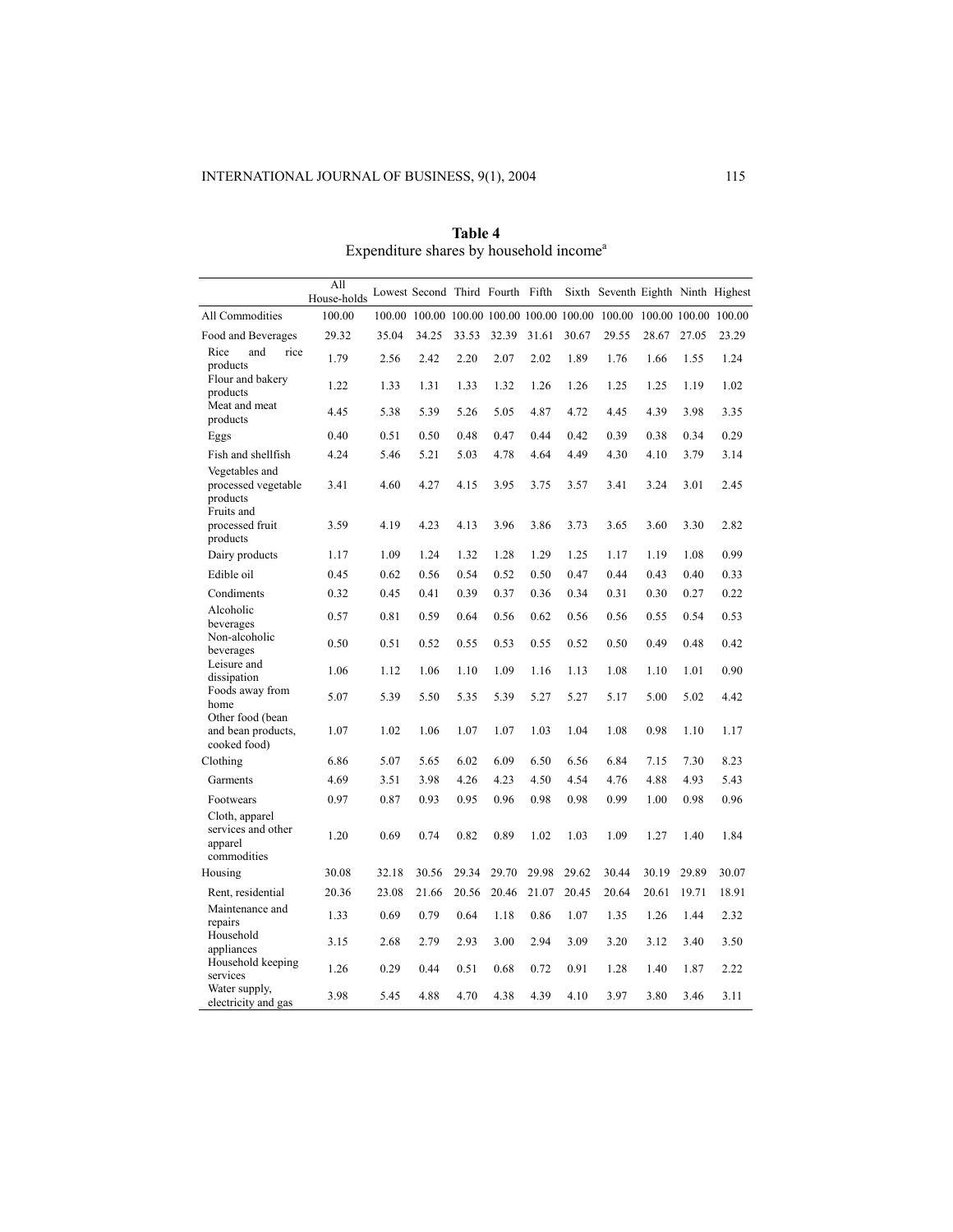**Table 4**

Expenditure shares by household income[a]

| | All House-holds | Lowest | Second | Third | Fourth | Fifth | Sixth | Seventh | Eighth | Ninth | Highest |
|---|---|---|---|---|---|---|---|---|---|---|---|
| All Commodities | 100.00 | 100.00 | 100.00 | 100.00 | 100.00 | 100.00 | 100.00 | 100.00 | 100.00 | 100.00 | 100.00 |
| Food and Beverages | 29.32 | 35.04 | 34.25 | 33.53 | 32.39 | 31.61 | 30.67 | 29.55 | 28.67 | 27.05 | 23.29 |
| Rice and rice products | 1.79 | 2.56 | 2.42 | 2.20 | 2.07 | 2.02 | 1.89 | 1.76 | 1.66 | 1.55 | 1.24 |
| Flour and bakery products | 1.22 | 1.33 | 1.31 | 1.33 | 1.32 | 1.26 | 1.26 | 1.25 | 1.25 | 1.19 | 1.02 |
| Meat and meat products | 4.45 | 5.38 | 5.39 | 5.26 | 5.05 | 4.87 | 4.72 | 4.45 | 4.39 | 3.98 | 3.35 |
| Eggs | 0.40 | 0.51 | 0.50 | 0.48 | 0.47 | 0.44 | 0.42 | 0.39 | 0.38 | 0.34 | 0.29 |
| Fish and shellfish | 4.24 | 5.46 | 5.21 | 5.03 | 4.78 | 4.64 | 4.49 | 4.30 | 4.10 | 3.79 | 3.14 |
| Vegetables and processed vegetable products | 3.41 | 4.60 | 4.27 | 4.15 | 3.95 | 3.75 | 3.57 | 3.41 | 3.24 | 3.01 | 2.45 |
| Fruits and processed fruit products | 3.59 | 4.19 | 4.23 | 4.13 | 3.96 | 3.86 | 3.73 | 3.65 | 3.60 | 3.30 | 2.82 |
| Dairy products | 1.17 | 1.09 | 1.24 | 1.32 | 1.28 | 1.29 | 1.25 | 1.17 | 1.19 | 1.08 | 0.99 |
| Edible oil | 0.45 | 0.62 | 0.56 | 0.54 | 0.52 | 0.50 | 0.47 | 0.44 | 0.43 | 0.40 | 0.33 |
| Condiments | 0.32 | 0.45 | 0.41 | 0.39 | 0.37 | 0.36 | 0.34 | 0.31 | 0.30 | 0.27 | 0.22 |
| Alcoholic beverages | 0.57 | 0.81 | 0.59 | 0.64 | 0.56 | 0.62 | 0.56 | 0.56 | 0.55 | 0.54 | 0.53 |
| Non-alcoholic beverages | 0.50 | 0.51 | 0.52 | 0.55 | 0.53 | 0.55 | 0.52 | 0.50 | 0.49 | 0.48 | 0.42 |
| Leisure and dissipation | 1.06 | 1.12 | 1.06 | 1.10 | 1.09 | 1.16 | 1.13 | 1.08 | 1.10 | 1.01 | 0.90 |
| Foods away from home | 5.07 | 5.39 | 5.50 | 5.35 | 5.39 | 5.27 | 5.27 | 5.17 | 5.00 | 5.02 | 4.42 |
| Other food (bean and bean products, cooked food) | 1.07 | 1.02 | 1.06 | 1.07 | 1.07 | 1.03 | 1.04 | 1.08 | 0.98 | 1.10 | 1.17 |
| Clothing | 6.86 | 5.07 | 5.65 | 6.02 | 6.09 | 6.50 | 6.56 | 6.84 | 7.15 | 7.30 | 8.23 |
| Garments | 4.69 | 3.51 | 3.98 | 4.26 | 4.23 | 4.50 | 4.54 | 4.76 | 4.88 | 4.93 | 5.43 |
| Footwears | 0.97 | 0.87 | 0.93 | 0.95 | 0.96 | 0.98 | 0.98 | 0.99 | 1.00 | 0.98 | 0.96 |
| Cloth, apparel services and other apparel commodities | 1.20 | 0.69 | 0.74 | 0.82 | 0.89 | 1.02 | 1.03 | 1.09 | 1.27 | 1.40 | 1.84 |
| Housing | 30.08 | 32.18 | 30.56 | 29.34 | 29.70 | 29.98 | 29.62 | 30.44 | 30.19 | 29.89 | 30.07 |
| Rent, residential | 20.36 | 23.08 | 21.66 | 20.56 | 20.46 | 21.07 | 20.45 | 20.64 | 20.61 | 19.71 | 18.91 |
| Maintenance and repairs | 1.33 | 0.69 | 0.79 | 0.64 | 1.18 | 0.86 | 1.07 | 1.35 | 1.26 | 1.44 | 2.32 |
| Household appliances | 3.15 | 2.68 | 2.79 | 2.93 | 3.00 | 2.94 | 3.09 | 3.20 | 3.12 | 3.40 | 3.50 |
| Household keeping services | 1.26 | 0.29 | 0.44 | 0.51 | 0.68 | 0.72 | 0.91 | 1.28 | 1.40 | 1.87 | 2.22 |
| Water supply, electricity and gas | 3.98 | 5.45 | 4.88 | 4.70 | 4.38 | 4.39 | 4.10 | 3.97 | 3.80 | 3.46 | 3.11 |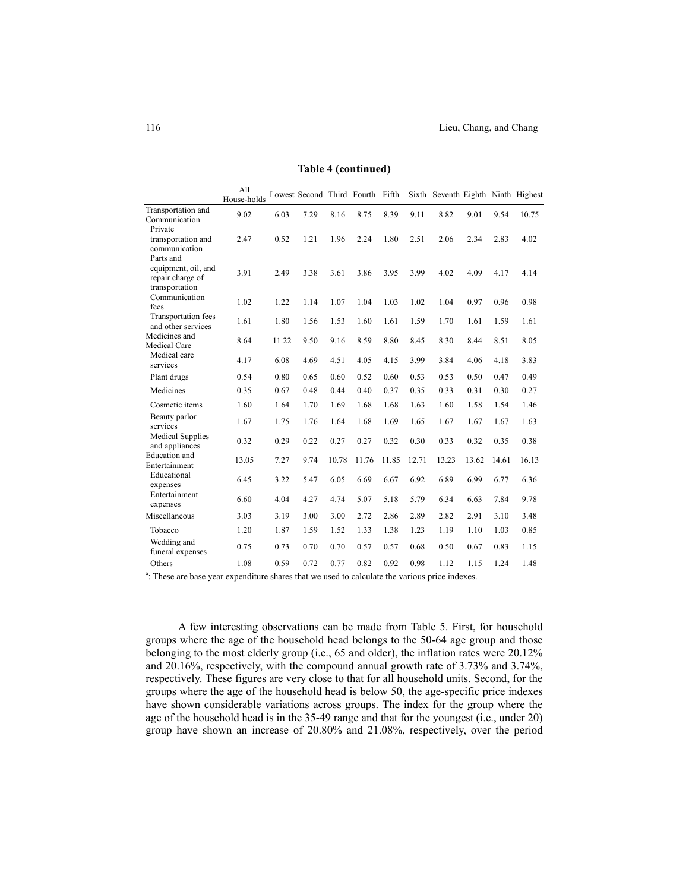**Table 4 (continued)**

| | All House-holds | Lowest | Second | Third | Fourth | Fifth | Sixth | Seventh | Eighth | Ninth | Highest |
|---|---|---|---|---|---|---|---|---|---|---|---|
| Transportation and Communication | 9.02 | 6.03 | 7.29 | 8.16 | 8.75 | 8.39 | 9.11 | 8.82 | 9.01 | 9.54 | 10.75 |
| Private transportation and communication | 2.47 | 0.52 | 1.21 | 1.96 | 2.24 | 1.80 | 2.51 | 2.06 | 2.34 | 2.83 | 4.02 |
| Parts and equipment, oil, and repair charge of transportation | 3.91 | 2.49 | 3.38 | 3.61 | 3.86 | 3.95 | 3.99 | 4.02 | 4.09 | 4.17 | 4.14 |
| Communication fees | 1.02 | 1.22 | 1.14 | 1.07 | 1.04 | 1.03 | 1.02 | 1.04 | 0.97 | 0.96 | 0.98 |
| Transportation fees and other services | 1.61 | 1.80 | 1.56 | 1.53 | 1.60 | 1.61 | 1.59 | 1.70 | 1.61 | 1.59 | 1.61 |
| Medicines and Medical Care | 8.64 | 11.22 | 9.50 | 9.16 | 8.59 | 8.80 | 8.45 | 8.30 | 8.44 | 8.51 | 8.05 |
| Medical care services | 4.17 | 6.08 | 4.69 | 4.51 | 4.05 | 4.15 | 3.99 | 3.84 | 4.06 | 4.18 | 3.83 |
| Plant drugs | 0.54 | 0.80 | 0.65 | 0.60 | 0.52 | 0.60 | 0.53 | 0.53 | 0.50 | 0.47 | 0.49 |
| Medicines | 0.35 | 0.67 | 0.48 | 0.44 | 0.40 | 0.37 | 0.35 | 0.33 | 0.31 | 0.30 | 0.27 |
| Cosmetic items | 1.60 | 1.64 | 1.70 | 1.69 | 1.68 | 1.68 | 1.63 | 1.60 | 1.58 | 1.54 | 1.46 |
| Beauty parlor services | 1.67 | 1.75 | 1.76 | 1.64 | 1.68 | 1.69 | 1.65 | 1.67 | 1.67 | 1.67 | 1.63 |
| Medical Supplies and appliances | 0.32 | 0.29 | 0.22 | 0.27 | 0.27 | 0.32 | 0.30 | 0.33 | 0.32 | 0.35 | 0.38 |
| Education and Entertainment | 13.05 | 7.27 | 9.74 | 10.78 | 11.76 | 11.85 | 12.71 | 13.23 | 13.62 | 14.61 | 16.13 |
| Educational expenses | 6.45 | 3.22 | 5.47 | 6.05 | 6.69 | 6.67 | 6.92 | 6.89 | 6.99 | 6.77 | 6.36 |
| Entertainment expenses | 6.60 | 4.04 | 4.27 | 4.74 | 5.07 | 5.18 | 5.79 | 6.34 | 6.63 | 7.84 | 9.78 |
| Miscellaneous | 3.03 | 3.19 | 3.00 | 3.00 | 2.72 | 2.86 | 2.89 | 2.82 | 2.91 | 3.10 | 3.48 |
| Tobacco | 1.20 | 1.87 | 1.59 | 1.52 | 1.33 | 1.38 | 1.23 | 1.19 | 1.10 | 1.03 | 0.85 |
| Wedding and funeral expenses | 0.75 | 0.73 | 0.70 | 0.70 | 0.57 | 0.57 | 0.68 | 0.50 | 0.67 | 0.83 | 1.15 |
| Others | 1.08 | 0.59 | 0.72 | 0.77 | 0.82 | 0.92 | 0.98 | 1.12 | 1.15 | 1.24 | 1.48 |

[a]: These are base year expenditure shares that we used to calculate the various price indexes.

A few interesting observations can be made from Table 5. First, for household groups where the age of the household head belongs to the 50-64 age group and those belonging to the most elderly group (i.e., 65 and older), the inflation rates were 20.12% and 20.16%, respectively, with the compound annual growth rate of 3.73% and 3.74%, respectively. These figures are very close to that for all household units. Second, for the groups where the age of the household head is below 50, the age-specific price indexes have shown considerable variations across groups. The index for the group where the age of the household head is in the 35-49 range and that for the youngest (i.e., under 20) group have shown an increase of 20.80% and 21.08%, respectively, over the period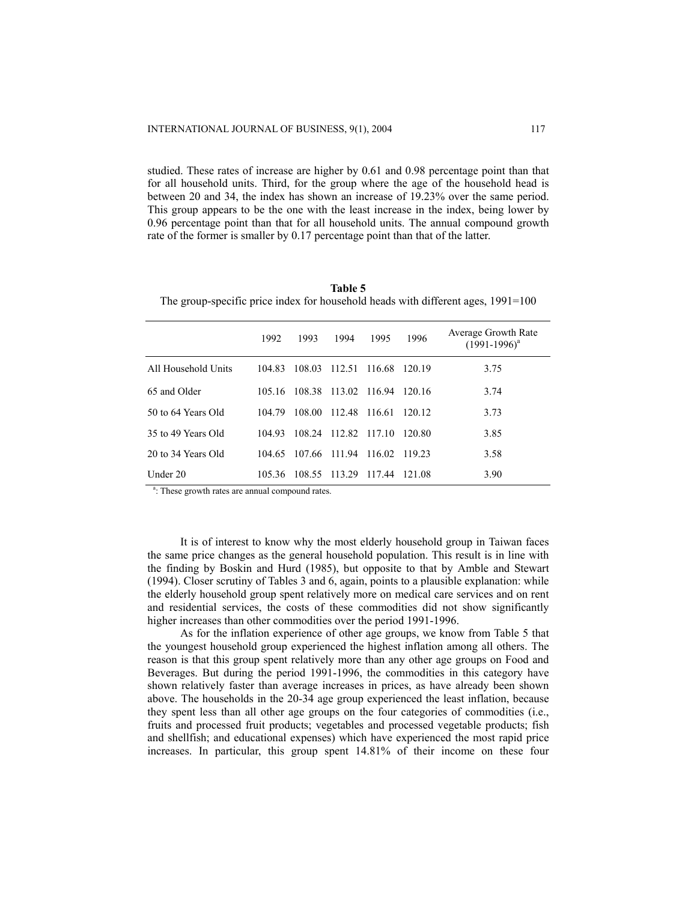studied. These rates of increase are higher by 0.61 and 0.98 percentage point than that for all household units. Third, for the group where the age of the household head is between 20 and 34, the index has shown an increase of 19.23% over the same period. This group appears to be the one with the least increase in the index, being lower by 0.96 percentage point than that for all household units. The annual compound growth rate of the former is smaller by 0.17 percentage point than that of the latter.

**Table 5**

The group-specific price index for household heads with different ages, 1991=100

| | 1992 | 1993 | 1994 | 1995 | 1996 | Average Growth Rate (1991-1996)[a] |
|---|---|---|---|---|---|---|
| All Household Units | 104.83 | 108.03 | 112.51 | 116.68 | 120.19 | 3.75 |
| 65 and Older | 105.16 | 108.38 | 113.02 | 116.94 | 120.16 | 3.74 |
| 50 to 64 Years Old | 104.79 | 108.00 | 112.48 | 116.61 | 120.12 | 3.73 |
| 35 to 49 Years Old | 104.93 | 108.24 | 112.82 | 117.10 | 120.80 | 3.85 |
| 20 to 34 Years Old | 104.65 | 107.66 | 111.94 | 116.02 | 119.23 | 3.58 |
| Under 20 | 105.36 | 108.55 | 113.29 | 117.44 | 121.08 | 3.90 |

[a]: These growth rates are annual compound rates.

It is of interest to know why the most elderly household group in Taiwan faces the same price changes as the general household population. This result is in line with the finding by Boskin and Hurd (1985), but opposite to that by Amble and Stewart (1994). Closer scrutiny of Tables 3 and 6, again, points to a plausible explanation: while the elderly household group spent relatively more on medical care services and on rent and residential services, the costs of these commodities did not show significantly higher increases than other commodities over the period 1991-1996.

As for the inflation experience of other age groups, we know from Table 5 that the youngest household group experienced the highest inflation among all others. The reason is that this group spent relatively more than any other age groups on Food and Beverages. But during the period 1991-1996, the commodities in this category have shown relatively faster than average increases in prices, as have already been shown above. The households in the 20-34 age group experienced the least inflation, because they spent less than all other age groups on the four categories of commodities (i.e., fruits and processed fruit products; vegetables and processed vegetable products; fish and shellfish; and educational expenses) which have experienced the most rapid price increases. In particular, this group spent 14.81% of their income on these four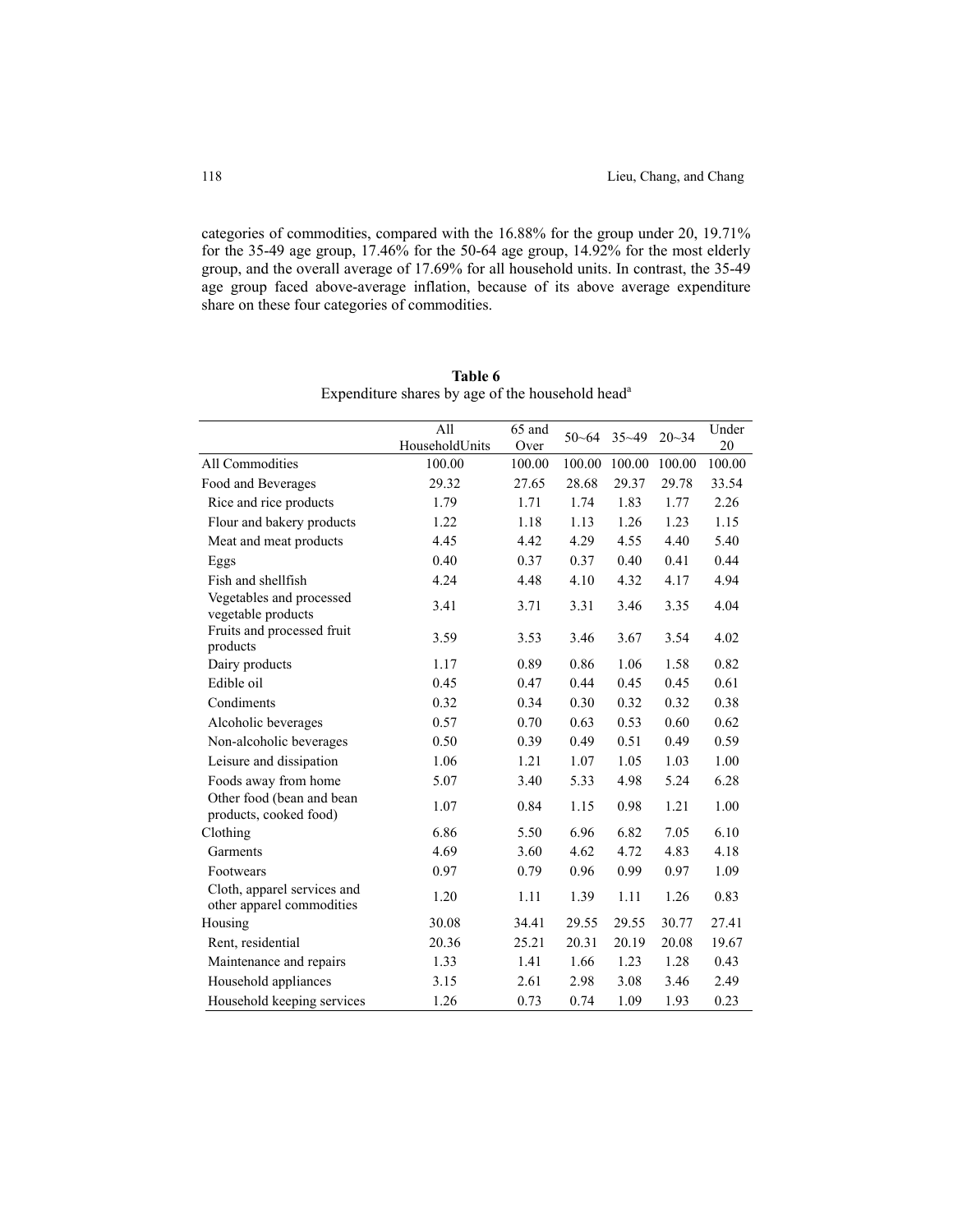categories of commodities, compared with the 16.88% for the group under 20, 19.71% for the 35-49 age group, 17.46% for the 50-64 age group, 14.92% for the most elderly group, and the overall average of 17.69% for all household units. In contrast, the 35-49 age group faced above-average inflation, because of its above average expenditure share on these four categories of commodities.

**Table 6**
Expenditure shares by age of the household head[a]

| | All HouseholdUnits | 65 and Over | 50~64 | 35~49 | 20~34 | Under 20 |
|---|---|---|---|---|---|---|
| All Commodities | 100.00 | 100.00 | 100.00 | 100.00 | 100.00 | 100.00 |
| Food and Beverages | 29.32 | 27.65 | 28.68 | 29.37 | 29.78 | 33.54 |
| Rice and rice products | 1.79 | 1.71 | 1.74 | 1.83 | 1.77 | 2.26 |
| Flour and bakery products | 1.22 | 1.18 | 1.13 | 1.26 | 1.23 | 1.15 |
| Meat and meat products | 4.45 | 4.42 | 4.29 | 4.55 | 4.40 | 5.40 |
| Eggs | 0.40 | 0.37 | 0.37 | 0.40 | 0.41 | 0.44 |
| Fish and shellfish | 4.24 | 4.48 | 4.10 | 4.32 | 4.17 | 4.94 |
| Vegetables and processed vegetable products | 3.41 | 3.71 | 3.31 | 3.46 | 3.35 | 4.04 |
| Fruits and processed fruit products | 3.59 | 3.53 | 3.46 | 3.67 | 3.54 | 4.02 |
| Dairy products | 1.17 | 0.89 | 0.86 | 1.06 | 1.58 | 0.82 |
| Edible oil | 0.45 | 0.47 | 0.44 | 0.45 | 0.45 | 0.61 |
| Condiments | 0.32 | 0.34 | 0.30 | 0.32 | 0.32 | 0.38 |
| Alcoholic beverages | 0.57 | 0.70 | 0.63 | 0.53 | 0.60 | 0.62 |
| Non-alcoholic beverages | 0.50 | 0.39 | 0.49 | 0.51 | 0.49 | 0.59 |
| Leisure and dissipation | 1.06 | 1.21 | 1.07 | 1.05 | 1.03 | 1.00 |
| Foods away from home | 5.07 | 3.40 | 5.33 | 4.98 | 5.24 | 6.28 |
| Other food (bean and bean products, cooked food) | 1.07 | 0.84 | 1.15 | 0.98 | 1.21 | 1.00 |
| Clothing | 6.86 | 5.50 | 6.96 | 6.82 | 7.05 | 6.10 |
| Garments | 4.69 | 3.60 | 4.62 | 4.72 | 4.83 | 4.18 |
| Footwears | 0.97 | 0.79 | 0.96 | 0.99 | 0.97 | 1.09 |
| Cloth, apparel services and other apparel commodities | 1.20 | 1.11 | 1.39 | 1.11 | 1.26 | 0.83 |
| Housing | 30.08 | 34.41 | 29.55 | 29.55 | 30.77 | 27.41 |
| Rent, residential | 20.36 | 25.21 | 20.31 | 20.19 | 20.08 | 19.67 |
| Maintenance and repairs | 1.33 | 1.41 | 1.66 | 1.23 | 1.28 | 0.43 |
| Household appliances | 3.15 | 2.61 | 2.98 | 3.08 | 3.46 | 2.49 |
| Household keeping services | 1.26 | 0.73 | 0.74 | 1.09 | 1.93 | 0.23 |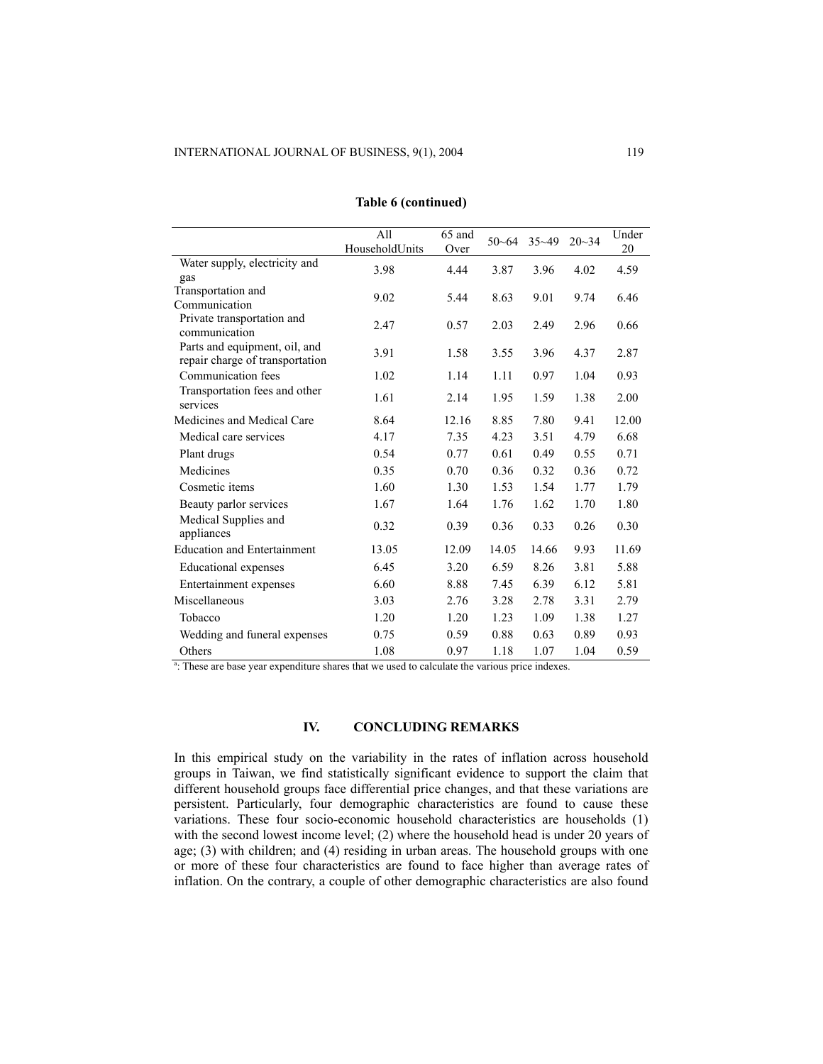**Table 6 (continued)**

| | All HouseholdUnits | 65 and Over | 50~64 | 35~49 | 20~34 | Under 20 |
|---|---|---|---|---|---|---|
| Water supply, electricity and gas | 3.98 | 4.44 | 3.87 | 3.96 | 4.02 | 4.59 |
| Transportation and Communication | 9.02 | 5.44 | 8.63 | 9.01 | 9.74 | 6.46 |
| Private transportation and communication | 2.47 | 0.57 | 2.03 | 2.49 | 2.96 | 0.66 |
| Parts and equipment, oil, and repair charge of transportation | 3.91 | 1.58 | 3.55 | 3.96 | 4.37 | 2.87 |
| Communication fees | 1.02 | 1.14 | 1.11 | 0.97 | 1.04 | 0.93 |
| Transportation fees and other services | 1.61 | 2.14 | 1.95 | 1.59 | 1.38 | 2.00 |
| Medicines and Medical Care | 8.64 | 12.16 | 8.85 | 7.80 | 9.41 | 12.00 |
| Medical care services | 4.17 | 7.35 | 4.23 | 3.51 | 4.79 | 6.68 |
| Plant drugs | 0.54 | 0.77 | 0.61 | 0.49 | 0.55 | 0.71 |
| Medicines | 0.35 | 0.70 | 0.36 | 0.32 | 0.36 | 0.72 |
| Cosmetic items | 1.60 | 1.30 | 1.53 | 1.54 | 1.77 | 1.79 |
| Beauty parlor services | 1.67 | 1.64 | 1.76 | 1.62 | 1.70 | 1.80 |
| Medical Supplies and appliances | 0.32 | 0.39 | 0.36 | 0.33 | 0.26 | 0.30 |
| Education and Entertainment | 13.05 | 12.09 | 14.05 | 14.66 | 9.93 | 11.69 |
| Educational expenses | 6.45 | 3.20 | 6.59 | 8.26 | 3.81 | 5.88 |
| Entertainment expenses | 6.60 | 8.88 | 7.45 | 6.39 | 6.12 | 5.81 |
| Miscellaneous | 3.03 | 2.76 | 3.28 | 2.78 | 3.31 | 2.79 |
| Tobacco | 1.20 | 1.20 | 1.23 | 1.09 | 1.38 | 1.27 |
| Wedding and funeral expenses | 0.75 | 0.59 | 0.88 | 0.63 | 0.89 | 0.93 |
| Others | 1.08 | 0.97 | 1.18 | 1.07 | 1.04 | 0.59 |

[a]: These are base year expenditure shares that we used to calculate the various price indexes.

## IV. CONCLUDING REMARKS

In this empirical study on the variability in the rates of inflation across household groups in Taiwan, we find statistically significant evidence to support the claim that different household groups face differential price changes, and that these variations are persistent. Particularly, four demographic characteristics are found to cause these variations. These four socio-economic household characteristics are households (1) with the second lowest income level; (2) where the household head is under 20 years of age; (3) with children; and (4) residing in urban areas. The household groups with one or more of these four characteristics are found to face higher than average rates of inflation. On the contrary, a couple of other demographic characteristics are also found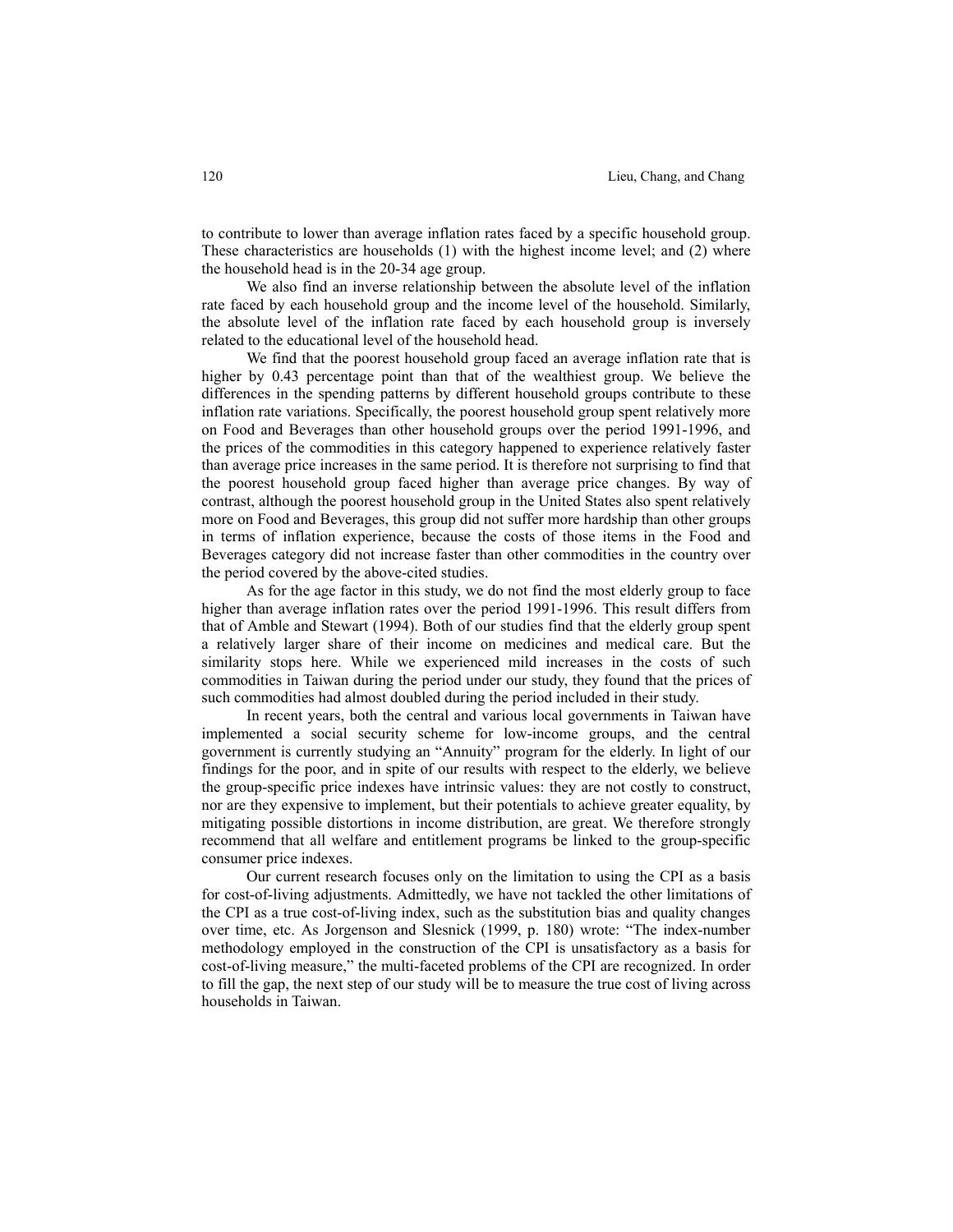to contribute to lower than average inflation rates faced by a specific household group. These characteristics are households (1) with the highest income level; and (2) where the household head is in the 20-34 age group.

We also find an inverse relationship between the absolute level of the inflation rate faced by each household group and the income level of the household. Similarly, the absolute level of the inflation rate faced by each household group is inversely related to the educational level of the household head.

We find that the poorest household group faced an average inflation rate that is higher by 0.43 percentage point than that of the wealthiest group. We believe the differences in the spending patterns by different household groups contribute to these inflation rate variations. Specifically, the poorest household group spent relatively more on Food and Beverages than other household groups over the period 1991-1996, and the prices of the commodities in this category happened to experience relatively faster than average price increases in the same period. It is therefore not surprising to find that the poorest household group faced higher than average price changes. By way of contrast, although the poorest household group in the United States also spent relatively more on Food and Beverages, this group did not suffer more hardship than other groups in terms of inflation experience, because the costs of those items in the Food and Beverages category did not increase faster than other commodities in the country over the period covered by the above-cited studies.

As for the age factor in this study, we do not find the most elderly group to face higher than average inflation rates over the period 1991-1996. This result differs from that of Amble and Stewart (1994). Both of our studies find that the elderly group spent a relatively larger share of their income on medicines and medical care. But the similarity stops here. While we experienced mild increases in the costs of such commodities in Taiwan during the period under our study, they found that the prices of such commodities had almost doubled during the period included in their study.

In recent years, both the central and various local governments in Taiwan have implemented a social security scheme for low-income groups, and the central government is currently studying an "Annuity" program for the elderly. In light of our findings for the poor, and in spite of our results with respect to the elderly, we believe the group-specific price indexes have intrinsic values: they are not costly to construct, nor are they expensive to implement, but their potentials to achieve greater equality, by mitigating possible distortions in income distribution, are great. We therefore strongly recommend that all welfare and entitlement programs be linked to the group-specific consumer price indexes.

Our current research focuses only on the limitation to using the CPI as a basis for cost-of-living adjustments. Admittedly, we have not tackled the other limitations of the CPI as a true cost-of-living index, such as the substitution bias and quality changes over time, etc. As Jorgenson and Slesnick (1999, p. 180) wrote: "The index-number methodology employed in the construction of the CPI is unsatisfactory as a basis for cost-of-living measure," the multi-faceted problems of the CPI are recognized. In order to fill the gap, the next step of our study will be to measure the true cost of living across households in Taiwan.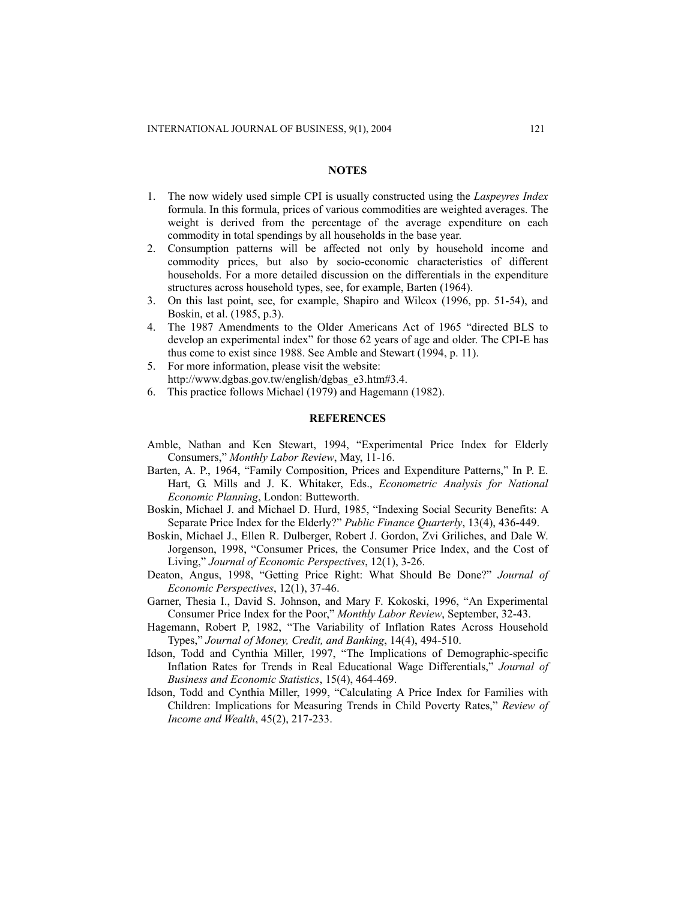## NOTES

1. The now widely used simple CPI is usually constructed using the *Laspeyres Index* formula. In this formula, prices of various commodities are weighted averages. The weight is derived from the percentage of the average expenditure on each commodity in total spendings by all households in the base year.
2. Consumption patterns will be affected not only by household income and commodity prices, but also by socio-economic characteristics of different households. For a more detailed discussion on the differentials in the expenditure structures across household types, see, for example, Barten (1964).
3. On this last point, see, for example, Shapiro and Wilcox (1996, pp. 51-54), and Boskin, et al. (1985, p.3).
4. The 1987 Amendments to the Older Americans Act of 1965 "directed BLS to develop an experimental index" for those 62 years of age and older. The CPI-E has thus come to exist since 1988. See Amble and Stewart (1994, p. 11).
5. For more information, please visit the website: http://www.dgbas.gov.tw/english/dgbas_e3.htm#3.4.
6. This practice follows Michael (1979) and Hagemann (1982).

## REFERENCES

Amble, Nathan and Ken Stewart, 1994, "Experimental Price Index for Elderly Consumers," *Monthly Labor Review*, May, 11-16.

Barten, A. P., 1964, "Family Composition, Prices and Expenditure Patterns," In P. E. Hart, G. Mills and J. K. Whitaker, Eds., *Econometric Analysis for National Economic Planning*, London: Butteworth.

Boskin, Michael J. and Michael D. Hurd, 1985, "Indexing Social Security Benefits: A Separate Price Index for the Elderly?" *Public Finance Quarterly*, 13(4), 436-449.

Boskin, Michael J., Ellen R. Dulberger, Robert J. Gordon, Zvi Griliches, and Dale W. Jorgenson, 1998, "Consumer Prices, the Consumer Price Index, and the Cost of Living," *Journal of Economic Perspectives*, 12(1), 3-26.

Deaton, Angus, 1998, "Getting Price Right: What Should Be Done?" *Journal of Economic Perspectives*, 12(1), 37-46.

Garner, Thesia I., David S. Johnson, and Mary F. Kokoski, 1996, "An Experimental Consumer Price Index for the Poor," *Monthly Labor Review*, September, 32-43.

Hagemann, Robert P, 1982, "The Variability of Inflation Rates Across Household Types," *Journal of Money, Credit, and Banking*, 14(4), 494-510.

Idson, Todd and Cynthia Miller, 1997, "The Implications of Demographic-specific Inflation Rates for Trends in Real Educational Wage Differentials," *Journal of Business and Economic Statistics*, 15(4), 464-469.

Idson, Todd and Cynthia Miller, 1999, "Calculating A Price Index for Families with Children: Implications for Measuring Trends in Child Poverty Rates," *Review of Income and Wealth*, 45(2), 217-233.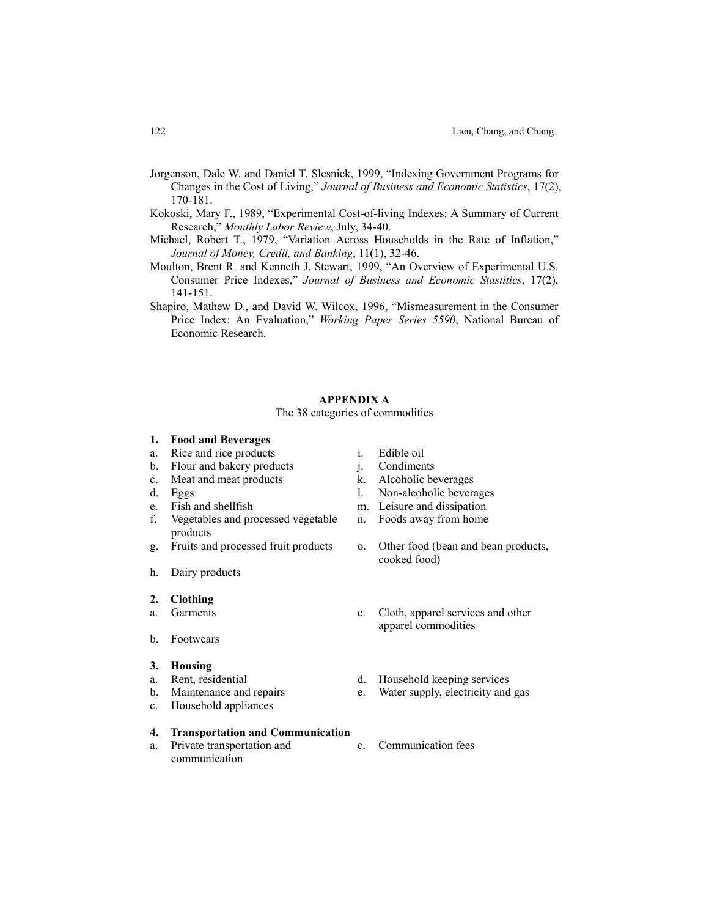Jorgenson, Dale W. and Daniel T. Slesnick, 1999, "Indexing Government Programs for Changes in the Cost of Living," *Journal of Business and Economic Statistics*, 17(2), 170-181.

Kokoski, Mary F., 1989, "Experimental Cost-of-living Indexes: A Summary of Current Research," *Monthly Labor Review*, July, 34-40.

Michael, Robert T., 1979, "Variation Across Households in the Rate of Inflation," *Journal of Money, Credit, and Banking*, 11(1), 32-46.

Moulton, Brent R. and Kenneth J. Stewart, 1999, "An Overview of Experimental U.S. Consumer Price Indexes," *Journal of Business and Economic Stastitics*, 17(2), 141-151.

Shapiro, Mathew D., and David W. Wilcox, 1996, "Mismeasurement in the Consumer Price Index: An Evaluation," *Working Paper Series 5590*, National Bureau of Economic Research.

## APPENDIX A

The 38 categories of commodities

**1. Food and Beverages**

a. Rice and rice products
b. Flour and bakery products
c. Meat and meat products
d. Eggs
e. Fish and shellfish
f. Vegetables and processed vegetable products
g. Fruits and processed fruit products
h. Dairy products
i. Edible oil
j. Condiments
k. Alcoholic beverages
l. Non-alcoholic beverages
m. Leisure and dissipation
n. Foods away from home
o. Other food (bean and bean products, cooked food)

**2. Clothing**

a. Garments
b. Footwears
c. Cloth, apparel services and other apparel commodities

**3. Housing**

a. Rent, residential
b. Maintenance and repairs
c. Household appliances
d. Household keeping services
e. Water supply, electricity and gas

**4. Transportation and Communication**

a. Private transportation and communication
c. Communication fees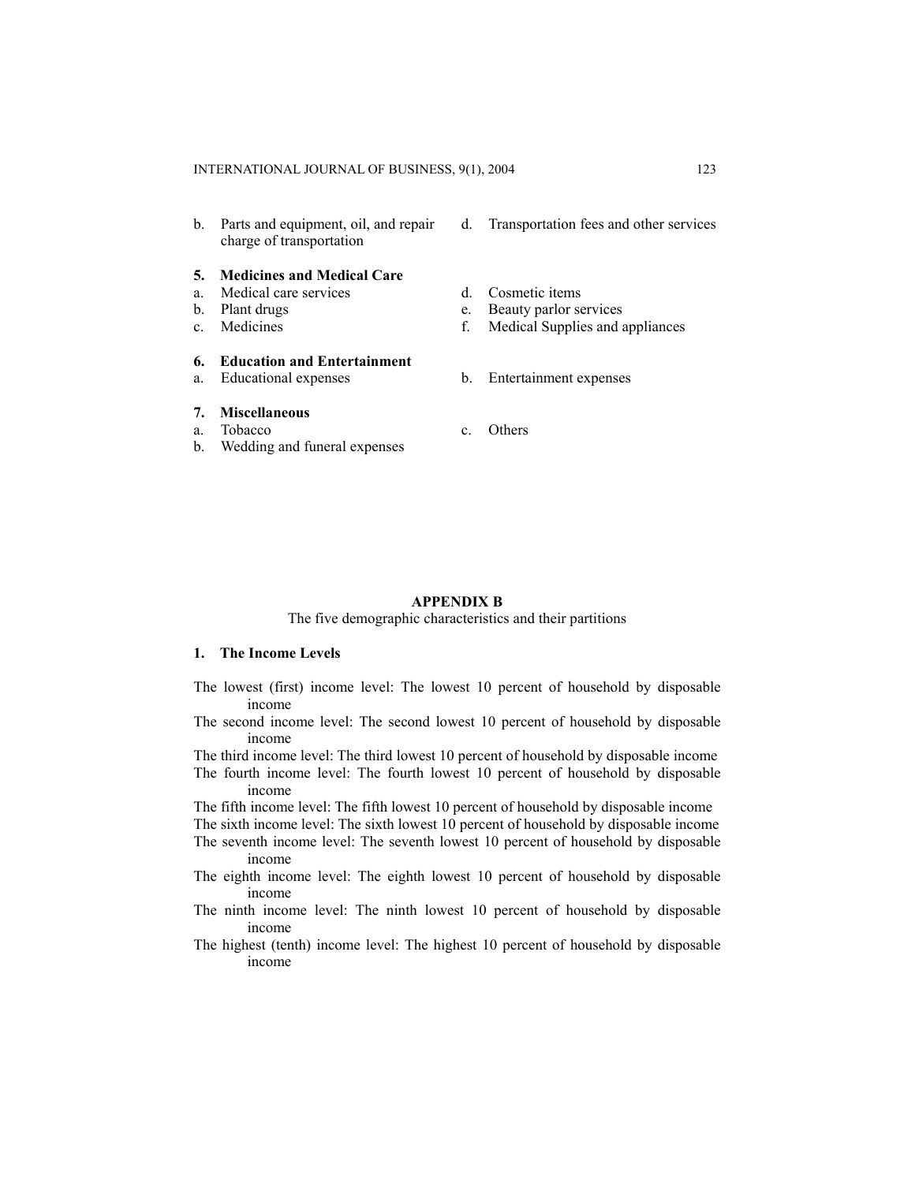b. Parts and equipment, oil, and repair charge of transportation

d. Transportation fees and other services

**5. Medicines and Medical Care**

a. Medical care services

b. Plant drugs

c. Medicines

d. Cosmetic items

e. Beauty parlor services

f. Medical Supplies and appliances

**6. Education and Entertainment**

a. Educational expenses

b. Entertainment expenses

**7. Miscellaneous**

a. Tobacco

b. Wedding and funeral expenses

c. Others

## APPENDIX B

The five demographic characteristics and their partitions

**1. The Income Levels**

The lowest (first) income level: The lowest 10 percent of household by disposable income

The second income level: The second lowest 10 percent of household by disposable income

The third income level: The third lowest 10 percent of household by disposable income

The fourth income level: The fourth lowest 10 percent of household by disposable income

The fifth income level: The fifth lowest 10 percent of household by disposable income

The sixth income level: The sixth lowest 10 percent of household by disposable income

The seventh income level: The seventh lowest 10 percent of household by disposable income

The eighth income level: The eighth lowest 10 percent of household by disposable income

The ninth income level: The ninth lowest 10 percent of household by disposable income

The highest (tenth) income level: The highest 10 percent of household by disposable income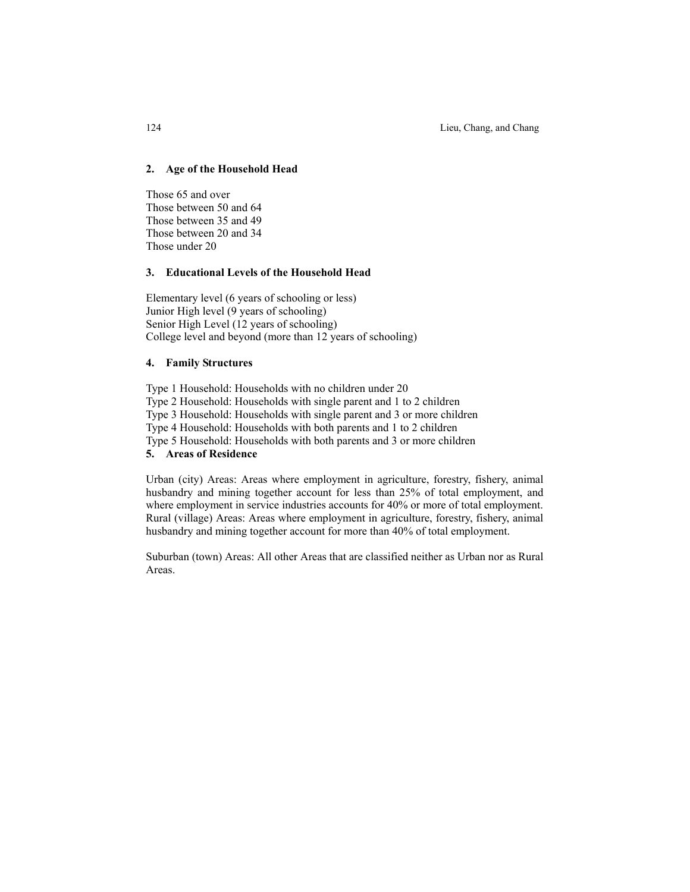**2. Age of the Household Head**

Those 65 and over  
Those between 50 and 64  
Those between 35 and 49  
Those between 20 and 34  
Those under 20

**3. Educational Levels of the Household Head**

Elementary level (6 years of schooling or less)  
Junior High level (9 years of schooling)  
Senior High Level (12 years of schooling)  
College level and beyond (more than 12 years of schooling)

**4. Family Structures**

Type 1 Household: Households with no children under 20  
Type 2 Household: Households with single parent and 1 to 2 children  
Type 3 Household: Households with single parent and 3 or more children  
Type 4 Household: Households with both parents and 1 to 2 children  
Type 5 Household: Households with both parents and 3 or more children

**5. Areas of Residence**

Urban (city) Areas: Areas where employment in agriculture, forestry, fishery, animal husbandry and mining together account for less than 25% of total employment, and where employment in service industries accounts for 40% or more of total employment. Rural (village) Areas: Areas where employment in agriculture, forestry, fishery, animal husbandry and mining together account for more than 40% of total employment.

Suburban (town) Areas: All other Areas that are classified neither as Urban nor as Rural Areas.